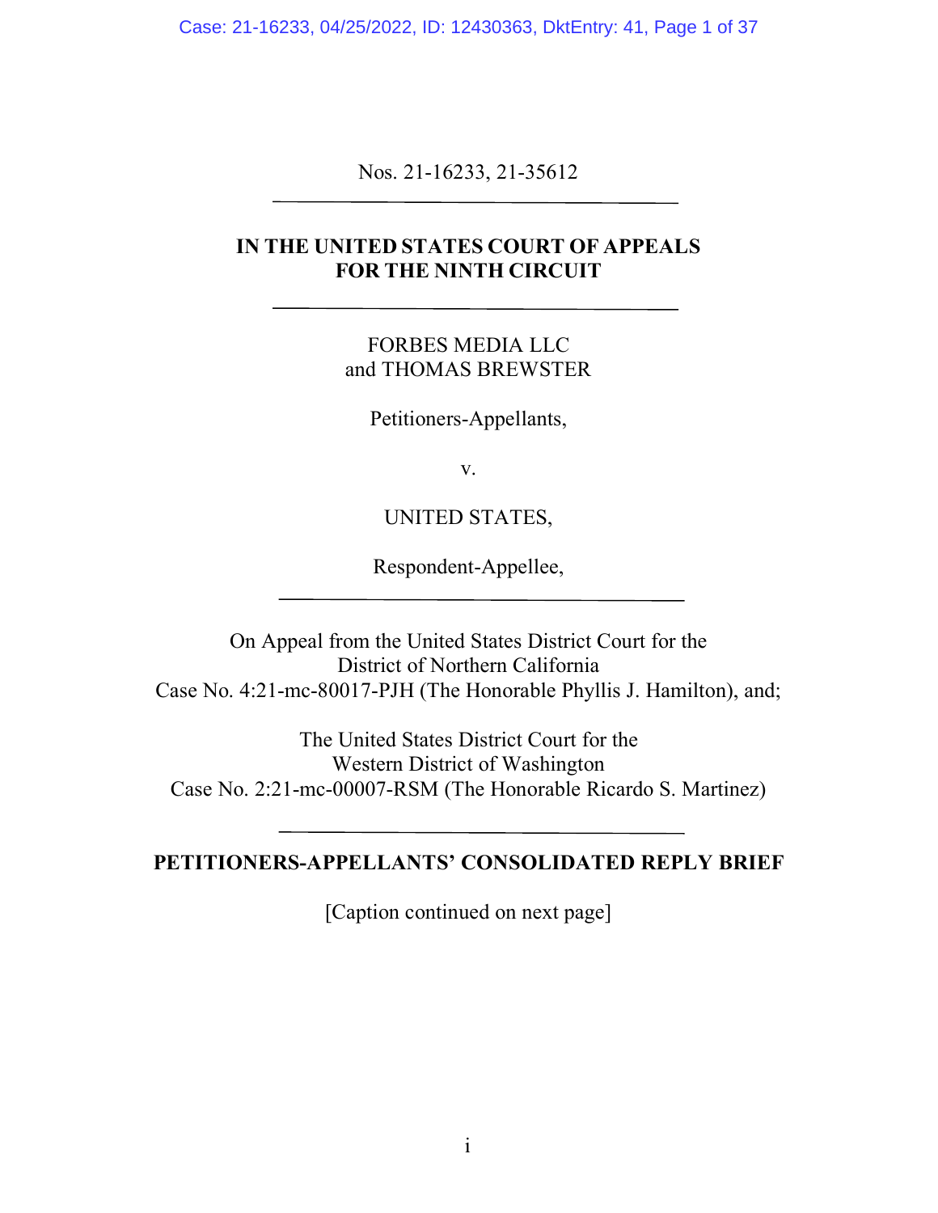Nos. 21-16233, 21-35612

---

**IN THE UNITED STATES COURT OF APPEALS**
**FOR THE NINTH CIRCUIT**

---

FORBES MEDIA LLC
and THOMAS BREWSTER

Petitioners-Appellants,

v.

UNITED STATES,

Respondent-Appellee,

---

On Appeal from the United States District Court for the
District of Northern California
Case No. 4:21-mc-80017-PJH (The Honorable Phyllis J. Hamilton), and;

The United States District Court for the
Western District of Washington
Case No. 2:21-mc-00007-RSM (The Honorable Ricardo S. Martinez)

---

**PETITIONERS-APPELLANTS' CONSOLIDATED REPLY BRIEF**

[Caption continued on next page]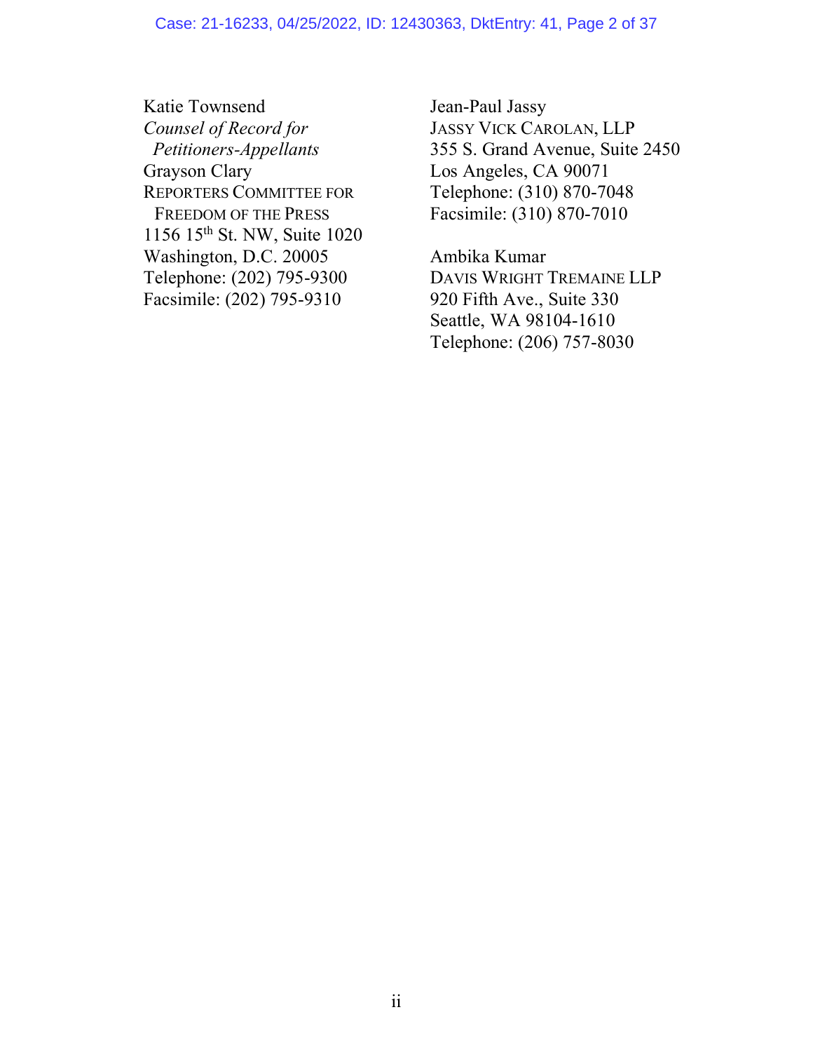Katie Townsend
*Counsel of Record for Petitioners-Appellants*
Grayson Clary
REPORTERS COMMITTEE FOR FREEDOM OF THE PRESS
1156 15th St. NW, Suite 1020
Washington, D.C. 20005
Telephone: (202) 795-9300
Facsimile: (202) 795-9310

Jean-Paul Jassy
JASSY VICK CAROLAN, LLP
355 S. Grand Avenue, Suite 2450
Los Angeles, CA 90071
Telephone: (310) 870-7048
Facsimile: (310) 870-7010

Ambika Kumar
DAVIS WRIGHT TREMAINE LLP
920 Fifth Ave., Suite 330
Seattle, WA 98104-1610
Telephone: (206) 757-8030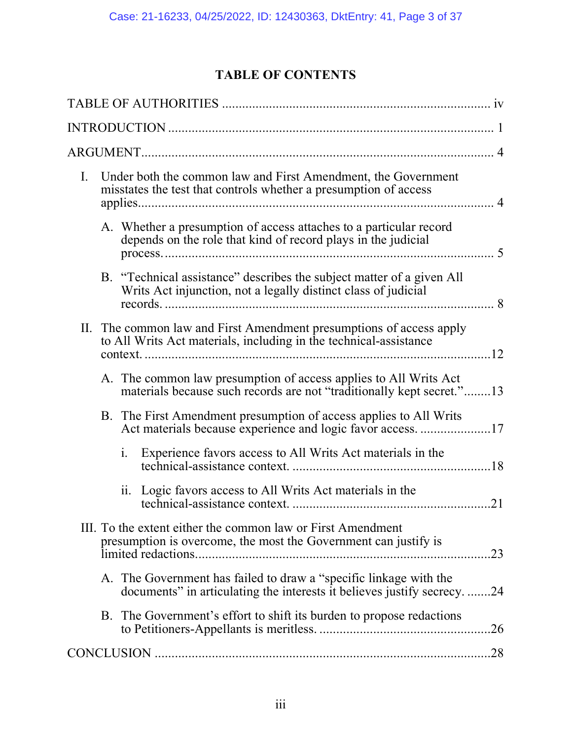# TABLE OF CONTENTS

TABLE OF AUTHORITIES ............................................................................... iv

INTRODUCTION ................................................................................................ 1

ARGUMENT......................................................................................................... 4

I. Under both the common law and First Amendment, the Government misstates the test that controls whether a presumption of access applies........................................................................................................ 4

   A. Whether a presumption of access attaches to a particular record depends on the role that kind of record plays in the judicial process.................................................................................................. 5

   B. "Technical assistance" describes the subject matter of a given All Writs Act injunction, not a legally distinct class of judicial records. .................................................................................................. 8

II. The common law and First Amendment presumptions of access apply to All Writs Act materials, including in the technical-assistance context. .....................................................................................................12

   A. The common law presumption of access applies to All Writs Act materials because such records are not "traditionally kept secret."........13

   B. The First Amendment presumption of access applies to All Writs Act materials because experience and logic favor access. .....................17

      i. Experience favors access to All Writs Act materials in the technical-assistance context. ..........................................................18

      ii. Logic favors access to All Writs Act materials in the technical-assistance context. ..........................................................21

III. To the extent either the common law or First Amendment presumption is overcome, the most the Government can justify is limited redactions.......................................................................................23

   A. The Government has failed to draw a "specific linkage with the documents" in articulating the interests it believes justify secrecy. .......24

   B. The Government's effort to shift its burden to propose redactions to Petitioners-Appellants is meritless. ..................................................26

CONCLUSION ..................................................................................................28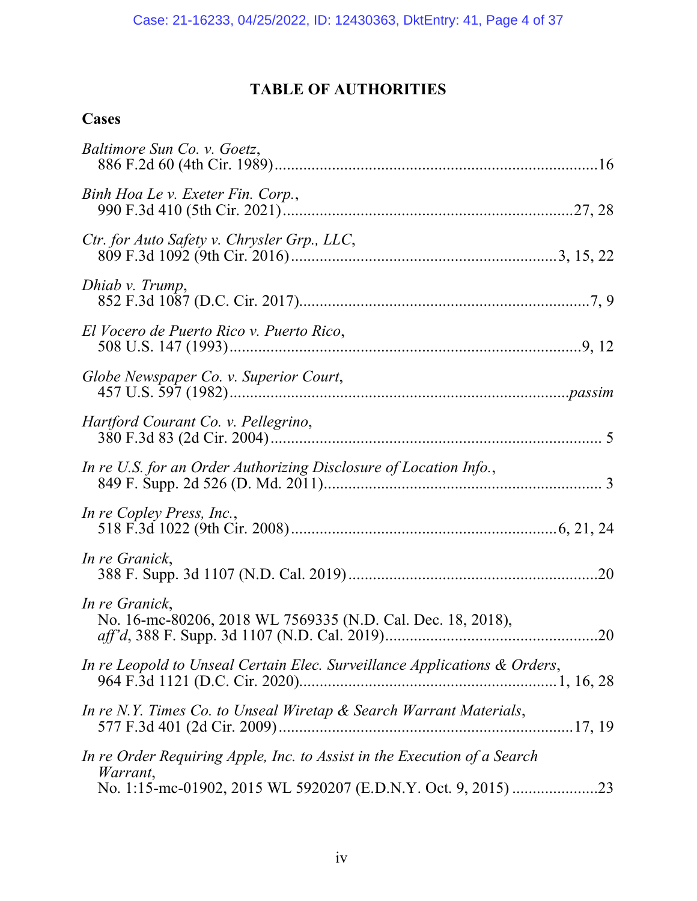## TABLE OF AUTHORITIES

### Cases

*Baltimore Sun Co. v. Goetz*,
886 F.2d 60 (4th Cir. 1989) ..... 16

*Binh Hoa Le v. Exeter Fin. Corp.*,
990 F.3d 410 (5th Cir. 2021) ..... 27, 28

*Ctr. for Auto Safety v. Chrysler Grp., LLC*,
809 F.3d 1092 (9th Cir. 2016) ..... 3, 15, 22

*Dhiab v. Trump*,
852 F.3d 1087 (D.C. Cir. 2017) ..... 7, 9

*El Vocero de Puerto Rico v. Puerto Rico*,
508 U.S. 147 (1993) ..... 9, 12

*Globe Newspaper Co. v. Superior Court*,
457 U.S. 597 (1982) ..... *passim*

*Hartford Courant Co. v. Pellegrino*,
380 F.3d 83 (2d Cir. 2004) ..... 5

*In re U.S. for an Order Authorizing Disclosure of Location Info.*,
849 F. Supp. 2d 526 (D. Md. 2011) ..... 3

*In re Copley Press, Inc.*,
518 F.3d 1022 (9th Cir. 2008) ..... 6, 21, 24

*In re Granick*,
388 F. Supp. 3d 1107 (N.D. Cal. 2019) ..... 20

*In re Granick*,
No. 16-mc-80206, 2018 WL 7569335 (N.D. Cal. Dec. 18, 2018),
*aff'd*, 388 F. Supp. 3d 1107 (N.D. Cal. 2019) ..... 20

*In re Leopold to Unseal Certain Elec. Surveillance Applications & Orders*,
964 F.3d 1121 (D.C. Cir. 2020) ..... 1, 16, 28

*In re N.Y. Times Co. to Unseal Wiretap & Search Warrant Materials*,
577 F.3d 401 (2d Cir. 2009) ..... 17, 19

*In re Order Requiring Apple, Inc. to Assist in the Execution of a Search Warrant*,
No. 1:15-mc-01902, 2015 WL 5920207 (E.D.N.Y. Oct. 9, 2015) ..... 23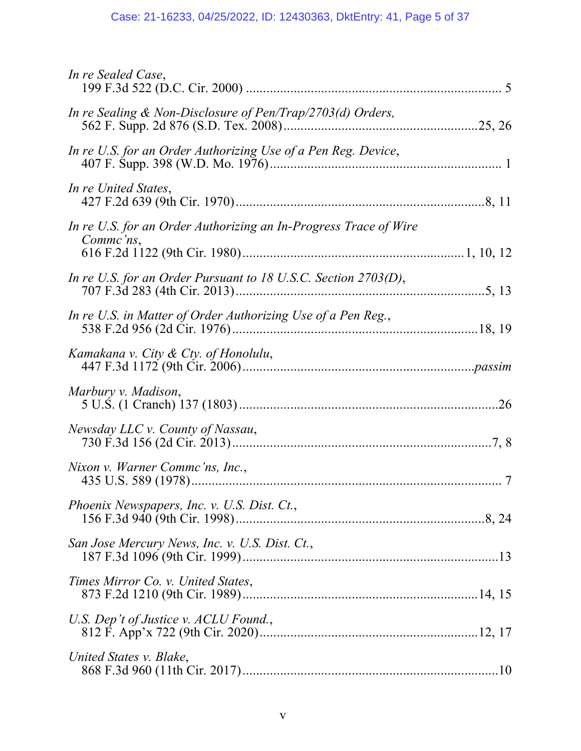*In re Sealed Case*,
199 F.3d 522 (D.C. Cir. 2000) .......................................................................... 5

*In re Sealing & Non-Disclosure of Pen/Trap/2703(d) Orders,*
562 F. Supp. 2d 876 (S.D. Tex. 2008)..........................................................25, 26

*In re U.S. for an Order Authorizing Use of a Pen Reg. Device*,
407 F. Supp. 398 (W.D. Mo. 1976).................................................................... 1

*In re United States*,
427 F.2d 639 (9th Cir. 1970)..........................................................................8, 11

*In re U.S. for an Order Authorizing an In-Progress Trace of Wire Commc'ns*,
616 F.2d 1122 (9th Cir. 1980)................................................................1, 10, 12

*In re U.S. for an Order Pursuant to 18 U.S.C. Section 2703(D)*,
707 F.3d 283 (4th Cir. 2013)..........................................................................5, 13

*In re U.S. in Matter of Order Authorizing Use of a Pen Reg.*,
538 F.2d 956 (2d Cir. 1976)..........................................................................18, 19

*Kamakana v. City & Cty. of Honolulu*,
447 F.3d 1172 (9th Cir. 2006)...................................................................*passim*

*Marbury v. Madison*,
5 U.S. (1 Cranch) 137 (1803)...........................................................................26

*Newsday LLC v. County of Nassau*,
730 F.3d 156 (2d Cir. 2013)............................................................................7, 8

*Nixon v. Warner Commc'ns, Inc.*,
435 U.S. 589 (1978).......................................................................................... 7

*Phoenix Newspapers, Inc. v. U.S. Dist. Ct.*,
156 F.3d 940 (9th Cir. 1998)..........................................................................8, 24

*San Jose Mercury News, Inc. v. U.S. Dist. Ct.*,
187 F.3d 1096 (9th Cir. 1999)..........................................................................13

*Times Mirror Co. v. United States*,
873 F.2d 1210 (9th Cir. 1989)......................................................................14, 15

*U.S. Dep't of Justice v. ACLU Found.*,
812 F. App'x 722 (9th Cir. 2020)................................................................12, 17

*United States v. Blake*,
868 F.3d 960 (11th Cir. 2017)..........................................................................10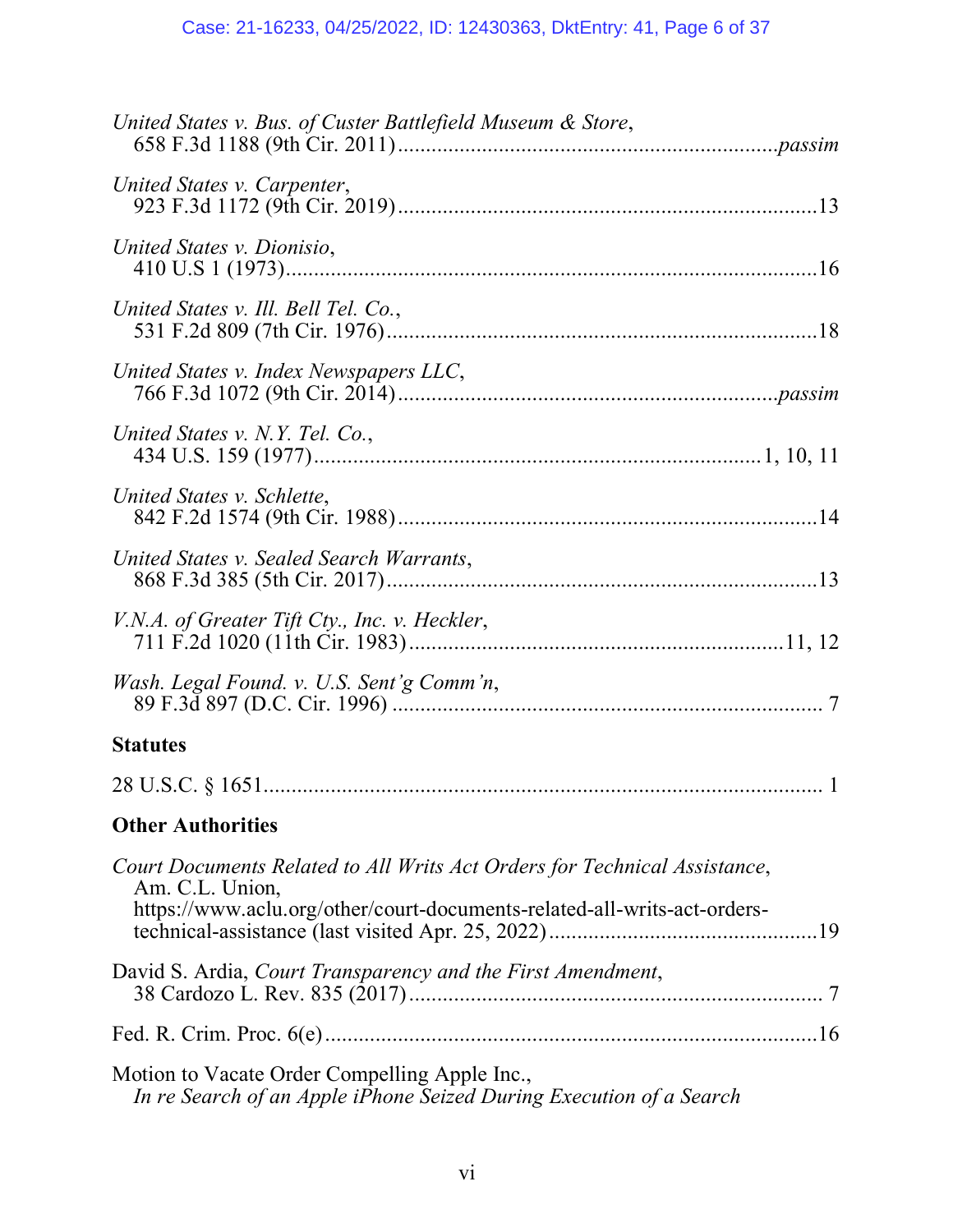*United States v. Bus. of Custer Battlefield Museum & Store*,
658 F.3d 1188 (9th Cir. 2011) .................................................................... *passim*

*United States v. Carpenter*,
923 F.3d 1172 (9th Cir. 2019) ............................................................................13

*United States v. Dionisio*,
410 U.S 1 (1973)..................................................................................................16

*United States v. Ill. Bell Tel. Co.*,
531 F.2d 809 (7th Cir. 1976) ..............................................................................18

*United States v. Index Newspapers LLC*,
766 F.3d 1072 (9th Cir. 2014) .................................................................... *passim*

*United States v. N.Y. Tel. Co.*,
434 U.S. 159 (1977) ................................................................................1, 10, 11

*United States v. Schlette*,
842 F.2d 1574 (9th Cir. 1988) ............................................................................14

*United States v. Sealed Search Warrants*,
868 F.3d 385 (5th Cir. 2017) ..............................................................................13

*V.N.A. of Greater Tift Cty., Inc. v. Heckler*,
711 F.2d 1020 (11th Cir. 1983) .....................................................................11, 12

*Wash. Legal Found. v. U.S. Sent'g Comm'n*,
89 F.3d 897 (D.C. Cir. 1996) ............................................................................. 7

**Statutes**

28 U.S.C. § 1651.................................................................................................... 1

**Other Authorities**

*Court Documents Related to All Writs Act Orders for Technical Assistance*,
Am. C.L. Union,
https://www.aclu.org/other/court-documents-related-all-writs-act-orders-technical-assistance (last visited Apr. 25, 2022) .................................................19

David S. Ardia, *Court Transparency and the First Amendment*,
38 Cardozo L. Rev. 835 (2017) .......................................................................... 7

Fed. R. Crim. Proc. 6(e) .........................................................................................16

Motion to Vacate Order Compelling Apple Inc.,
*In re Search of an Apple iPhone Seized During Execution of a Search*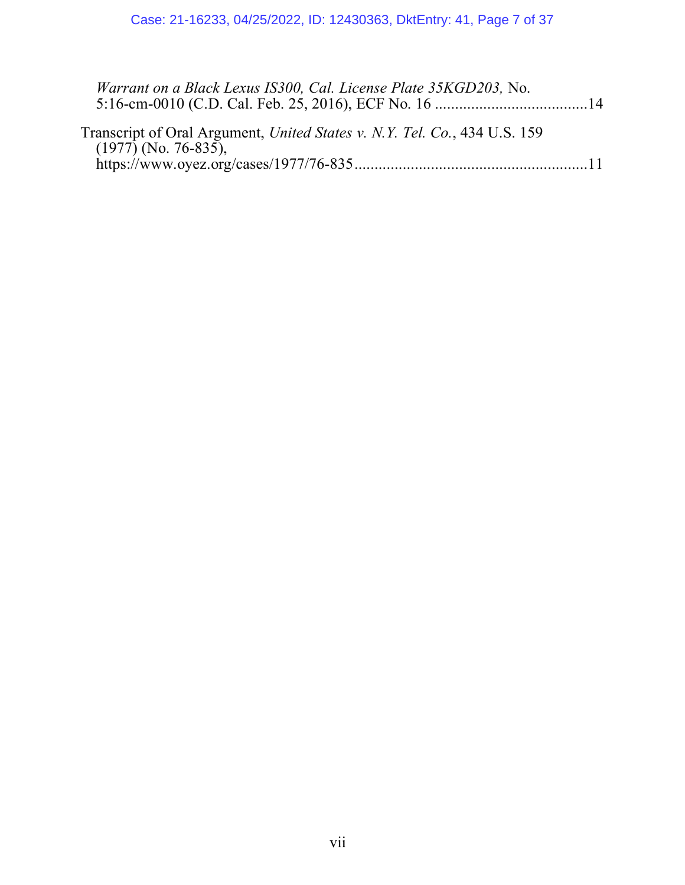*Warrant on a Black Lexus IS300, Cal. License Plate 35KGD203,* No. 5:16-cm-0010 (C.D. Cal. Feb. 25, 2016), ECF No. 16 ......................................14

Transcript of Oral Argument, *United States v. N.Y. Tel. Co.*, 434 U.S. 159 (1977) (No. 76-835), https://www.oyez.org/cases/1977/76-835..........................................................11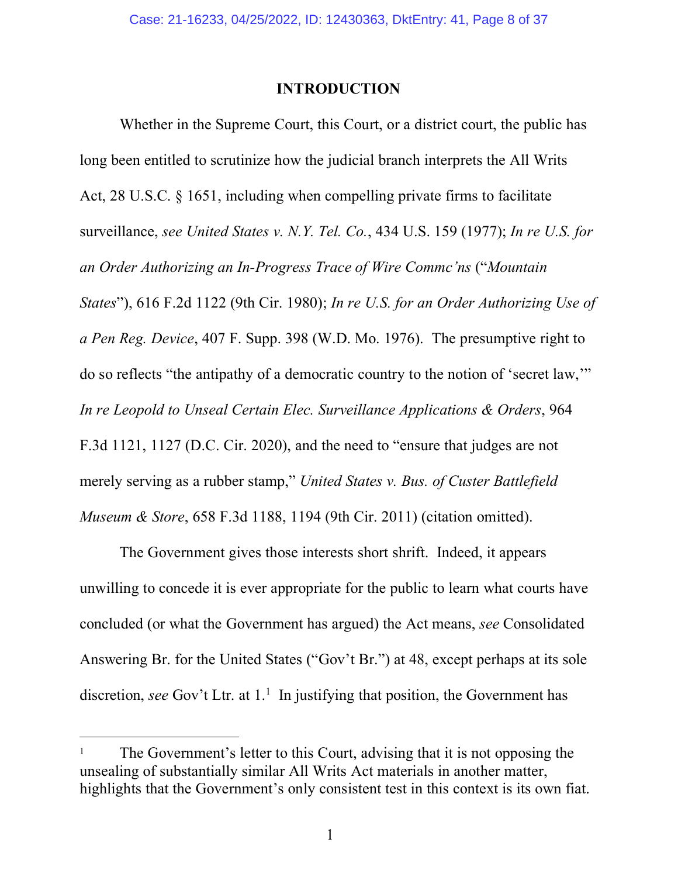# INTRODUCTION

Whether in the Supreme Court, this Court, or a district court, the public has long been entitled to scrutinize how the judicial branch interprets the All Writs Act, 28 U.S.C. § 1651, including when compelling private firms to facilitate surveillance, *see United States v. N.Y. Tel. Co.*, 434 U.S. 159 (1977); *In re U.S. for an Order Authorizing an In-Progress Trace of Wire Commc'ns* ("*Mountain States*"), 616 F.2d 1122 (9th Cir. 1980); *In re U.S. for an Order Authorizing Use of a Pen Reg. Device*, 407 F. Supp. 398 (W.D. Mo. 1976). The presumptive right to do so reflects "the antipathy of a democratic country to the notion of 'secret law,'" *In re Leopold to Unseal Certain Elec. Surveillance Applications & Orders*, 964 F.3d 1121, 1127 (D.C. Cir. 2020), and the need to "ensure that judges are not merely serving as a rubber stamp," *United States v. Bus. of Custer Battlefield Museum & Store*, 658 F.3d 1188, 1194 (9th Cir. 2011) (citation omitted).

The Government gives those interests short shrift. Indeed, it appears unwilling to concede it is ever appropriate for the public to learn what courts have concluded (or what the Government has argued) the Act means, *see* Consolidated Answering Br. for the United States ("Gov't Br.") at 48, except perhaps at its sole discretion, *see* Gov't Ltr. at 1.[1] In justifying that position, the Government has

[1] The Government's letter to this Court, advising that it is not opposing the unsealing of substantially similar All Writs Act materials in another matter, highlights that the Government's only consistent test in this context is its own fiat.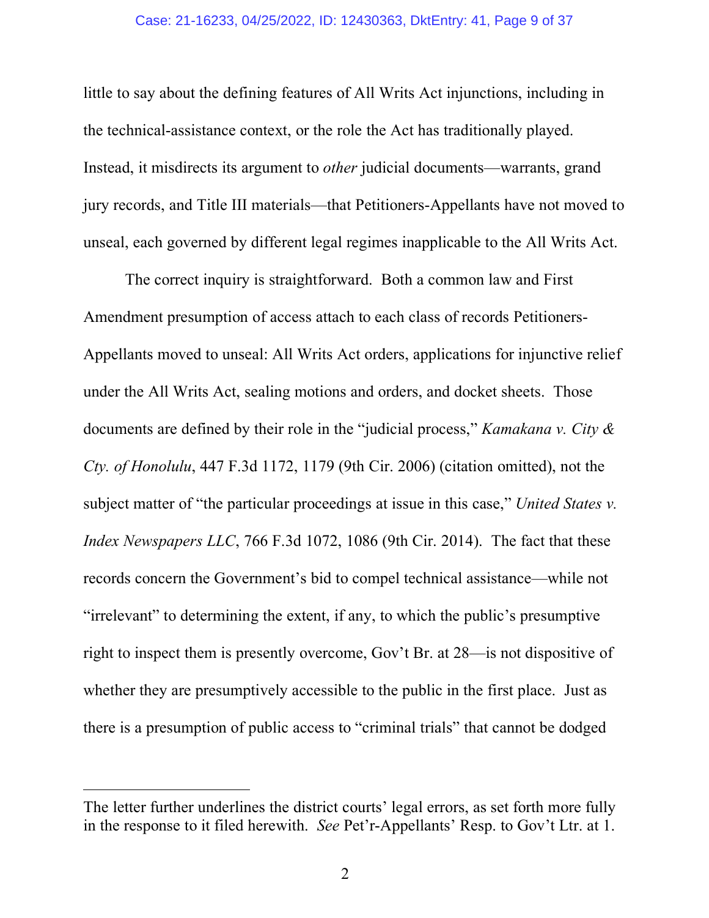little to say about the defining features of All Writs Act injunctions, including in the technical-assistance context, or the role the Act has traditionally played. Instead, it misdirects its argument to *other* judicial documents—warrants, grand jury records, and Title III materials—that Petitioners-Appellants have not moved to unseal, each governed by different legal regimes inapplicable to the All Writs Act.

The correct inquiry is straightforward. Both a common law and First Amendment presumption of access attach to each class of records Petitioners-Appellants moved to unseal: All Writs Act orders, applications for injunctive relief under the All Writs Act, sealing motions and orders, and docket sheets. Those documents are defined by their role in the "judicial process," *Kamakana v. City & Cty. of Honolulu*, 447 F.3d 1172, 1179 (9th Cir. 2006) (citation omitted), not the subject matter of "the particular proceedings at issue in this case," *United States v. Index Newspapers LLC*, 766 F.3d 1072, 1086 (9th Cir. 2014). The fact that these records concern the Government's bid to compel technical assistance—while not "irrelevant" to determining the extent, if any, to which the public's presumptive right to inspect them is presently overcome, Gov't Br. at 28—is not dispositive of whether they are presumptively accessible to the public in the first place. Just as there is a presumption of public access to "criminal trials" that cannot be dodged

---

The letter further underlines the district courts' legal errors, as set forth more fully in the response to it filed herewith. *See* Pet'r-Appellants' Resp. to Gov't Ltr. at 1.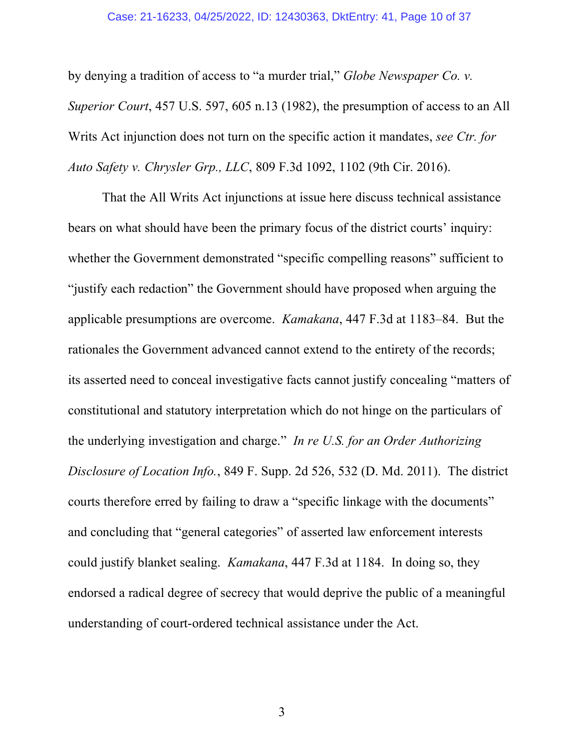by denying a tradition of access to "a murder trial," *Globe Newspaper Co. v. Superior Court*, 457 U.S. 597, 605 n.13 (1982), the presumption of access to an All Writs Act injunction does not turn on the specific action it mandates, *see Ctr. for Auto Safety v. Chrysler Grp., LLC*, 809 F.3d 1092, 1102 (9th Cir. 2016).

That the All Writs Act injunctions at issue here discuss technical assistance bears on what should have been the primary focus of the district courts' inquiry: whether the Government demonstrated "specific compelling reasons" sufficient to "justify each redaction" the Government should have proposed when arguing the applicable presumptions are overcome. *Kamakana*, 447 F.3d at 1183–84. But the rationales the Government advanced cannot extend to the entirety of the records; its asserted need to conceal investigative facts cannot justify concealing "matters of constitutional and statutory interpretation which do not hinge on the particulars of the underlying investigation and charge." *In re U.S. for an Order Authorizing Disclosure of Location Info.*, 849 F. Supp. 2d 526, 532 (D. Md. 2011). The district courts therefore erred by failing to draw a "specific linkage with the documents" and concluding that "general categories" of asserted law enforcement interests could justify blanket sealing. *Kamakana*, 447 F.3d at 1184. In doing so, they endorsed a radical degree of secrecy that would deprive the public of a meaningful understanding of court-ordered technical assistance under the Act.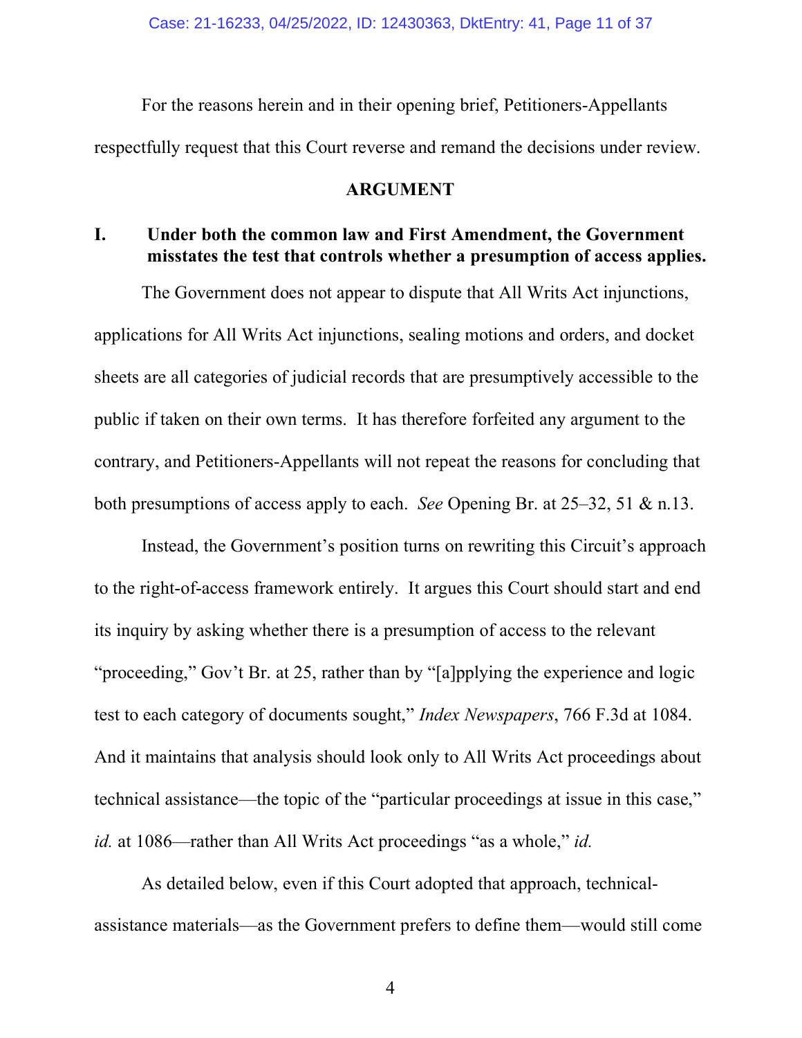For the reasons herein and in their opening brief, Petitioners-Appellants respectfully request that this Court reverse and remand the decisions under review.

## ARGUMENT

### I. Under both the common law and First Amendment, the Government misstates the test that controls whether a presumption of access applies.

The Government does not appear to dispute that All Writs Act injunctions, applications for All Writs Act injunctions, sealing motions and orders, and docket sheets are all categories of judicial records that are presumptively accessible to the public if taken on their own terms. It has therefore forfeited any argument to the contrary, and Petitioners-Appellants will not repeat the reasons for concluding that both presumptions of access apply to each. *See* Opening Br. at 25–32, 51 & n.13.

Instead, the Government's position turns on rewriting this Circuit's approach to the right-of-access framework entirely. It argues this Court should start and end its inquiry by asking whether there is a presumption of access to the relevant "proceeding," Gov't Br. at 25, rather than by "[a]pplying the experience and logic test to each category of documents sought," *Index Newspapers*, 766 F.3d at 1084. And it maintains that analysis should look only to All Writs Act proceedings about technical assistance—the topic of the "particular proceedings at issue in this case," *id.* at 1086—rather than All Writs Act proceedings "as a whole," *id.*

As detailed below, even if this Court adopted that approach, technical-assistance materials—as the Government prefers to define them—would still come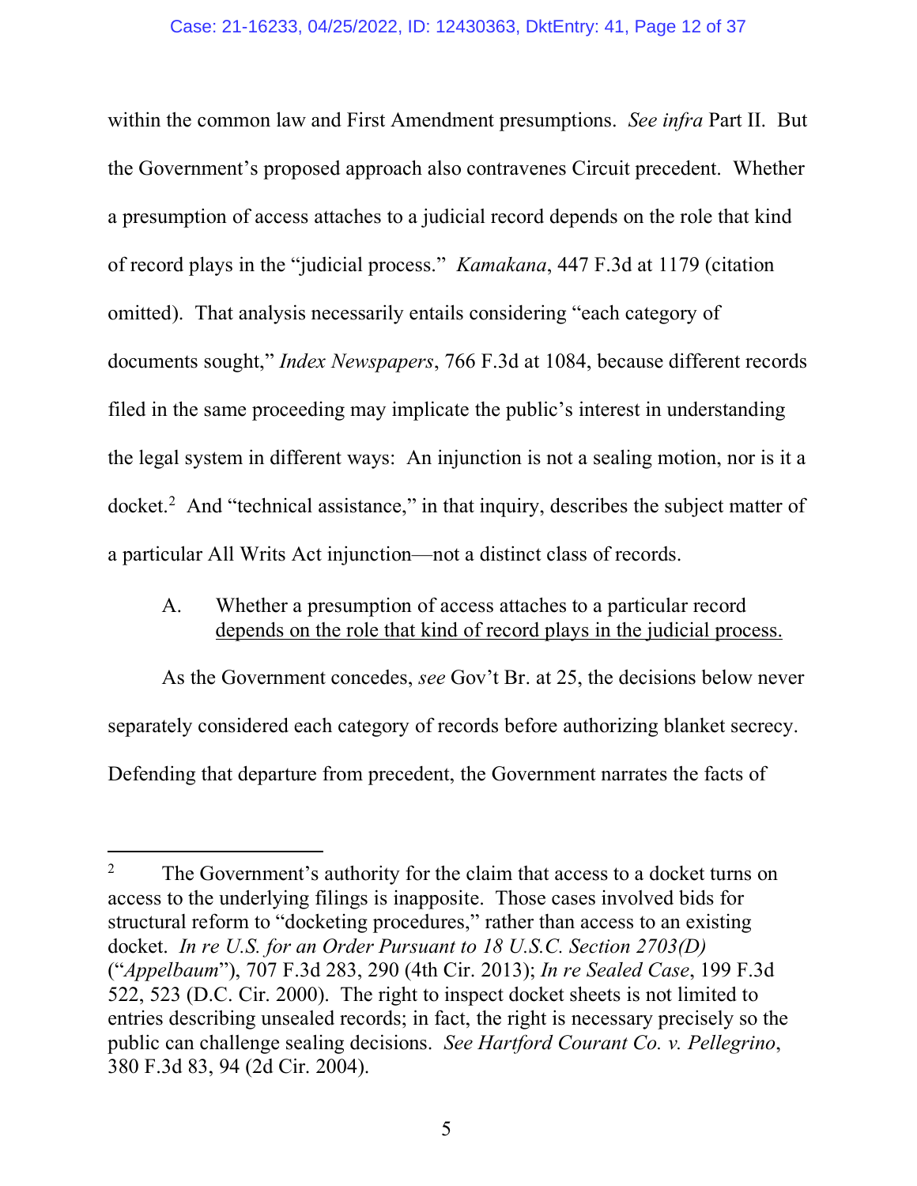within the common law and First Amendment presumptions. *See infra* Part II. But the Government's proposed approach also contravenes Circuit precedent. Whether a presumption of access attaches to a judicial record depends on the role that kind of record plays in the "judicial process." *Kamakana*, 447 F.3d at 1179 (citation omitted). That analysis necessarily entails considering "each category of documents sought," *Index Newspapers*, 766 F.3d at 1084, because different records filed in the same proceeding may implicate the public's interest in understanding the legal system in different ways: An injunction is not a sealing motion, nor is it a docket.[2] And "technical assistance," in that inquiry, describes the subject matter of a particular All Writs Act injunction—not a distinct class of records.

### A. Whether a presumption of access attaches to a particular record depends on the role that kind of record plays in the judicial process.

As the Government concedes, *see* Gov't Br. at 25, the decisions below never separately considered each category of records before authorizing blanket secrecy. Defending that departure from precedent, the Government narrates the facts of

---

[2] The Government's authority for the claim that access to a docket turns on access to the underlying filings is inapposite. Those cases involved bids for structural reform to "docketing procedures," rather than access to an existing docket. *In re U.S. for an Order Pursuant to 18 U.S.C. Section 2703(D)* ("*Appelbaum*"), 707 F.3d 283, 290 (4th Cir. 2013); *In re Sealed Case*, 199 F.3d 522, 523 (D.C. Cir. 2000). The right to inspect docket sheets is not limited to entries describing unsealed records; in fact, the right is necessary precisely so the public can challenge sealing decisions. *See Hartford Courant Co. v. Pellegrino*, 380 F.3d 83, 94 (2d Cir. 2004).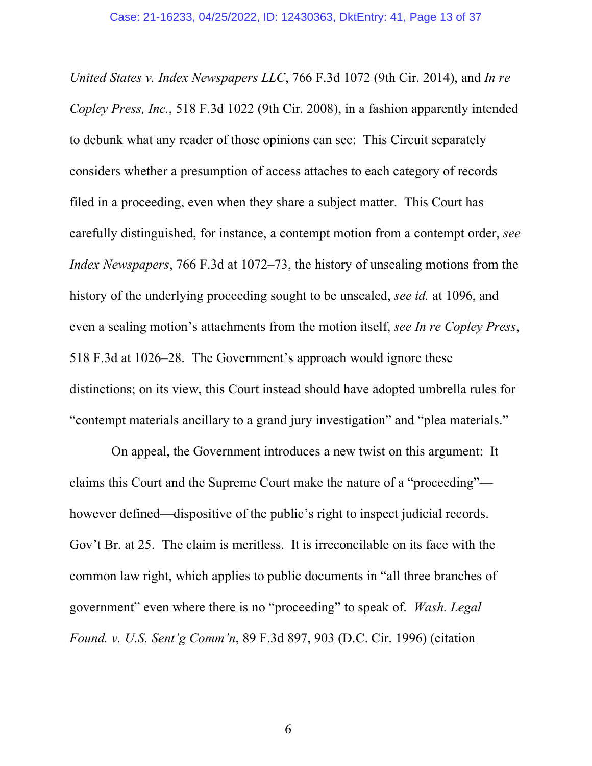*United States v. Index Newspapers LLC*, 766 F.3d 1072 (9th Cir. 2014), and *In re Copley Press, Inc.*, 518 F.3d 1022 (9th Cir. 2008), in a fashion apparently intended to debunk what any reader of those opinions can see: This Circuit separately considers whether a presumption of access attaches to each category of records filed in a proceeding, even when they share a subject matter. This Court has carefully distinguished, for instance, a contempt motion from a contempt order, *see Index Newspapers*, 766 F.3d at 1072–73, the history of unsealing motions from the history of the underlying proceeding sought to be unsealed, *see id.* at 1096, and even a sealing motion's attachments from the motion itself, *see In re Copley Press*, 518 F.3d at 1026–28. The Government's approach would ignore these distinctions; on its view, this Court instead should have adopted umbrella rules for "contempt materials ancillary to a grand jury investigation" and "plea materials."

On appeal, the Government introduces a new twist on this argument: It claims this Court and the Supreme Court make the nature of a "proceeding"—however defined—dispositive of the public's right to inspect judicial records. Gov't Br. at 25. The claim is meritless. It is irreconcilable on its face with the common law right, which applies to public documents in "all three branches of government" even where there is no "proceeding" to speak of. *Wash. Legal Found. v. U.S. Sent'g Comm'n*, 89 F.3d 897, 903 (D.C. Cir. 1996) (citation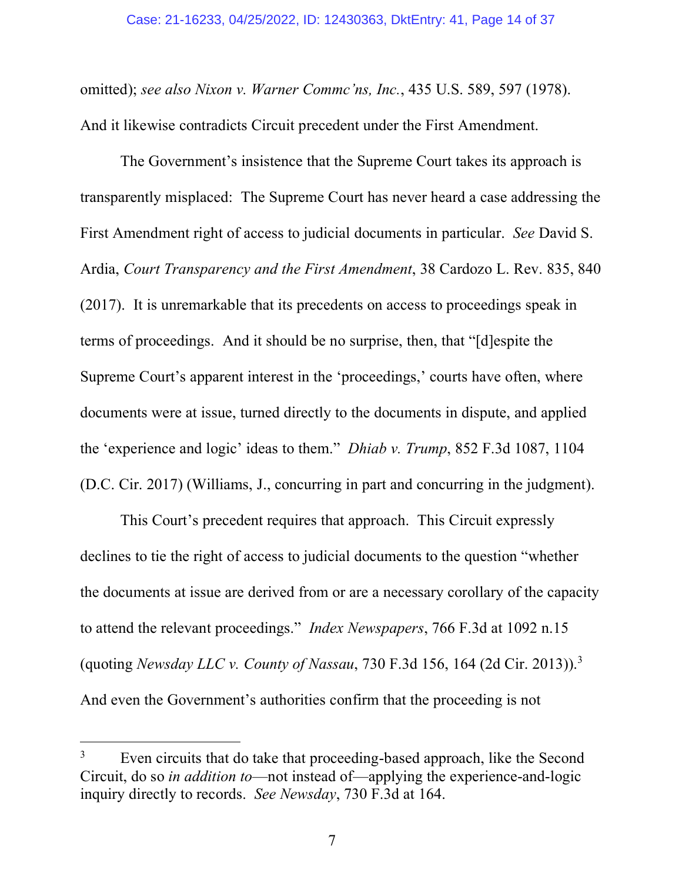omitted); *see also Nixon v. Warner Commc'ns, Inc.*, 435 U.S. 589, 597 (1978). And it likewise contradicts Circuit precedent under the First Amendment.

The Government's insistence that the Supreme Court takes its approach is transparently misplaced: The Supreme Court has never heard a case addressing the First Amendment right of access to judicial documents in particular. *See* David S. Ardia, *Court Transparency and the First Amendment*, 38 Cardozo L. Rev. 835, 840 (2017). It is unremarkable that its precedents on access to proceedings speak in terms of proceedings. And it should be no surprise, then, that "[d]espite the Supreme Court's apparent interest in the 'proceedings,' courts have often, where documents were at issue, turned directly to the documents in dispute, and applied the 'experience and logic' ideas to them." *Dhiab v. Trump*, 852 F.3d 1087, 1104 (D.C. Cir. 2017) (Williams, J., concurring in part and concurring in the judgment).

This Court's precedent requires that approach. This Circuit expressly declines to tie the right of access to judicial documents to the question "whether the documents at issue are derived from or are a necessary corollary of the capacity to attend the relevant proceedings." *Index Newspapers*, 766 F.3d at 1092 n.15 (quoting *Newsday LLC v. County of Nassau*, 730 F.3d 156, 164 (2d Cir. 2013)).[3] And even the Government's authorities confirm that the proceeding is not

---

[3] Even circuits that do take that proceeding-based approach, like the Second Circuit, do so *in addition to*—not instead of—applying the experience-and-logic inquiry directly to records. *See Newsday*, 730 F.3d at 164.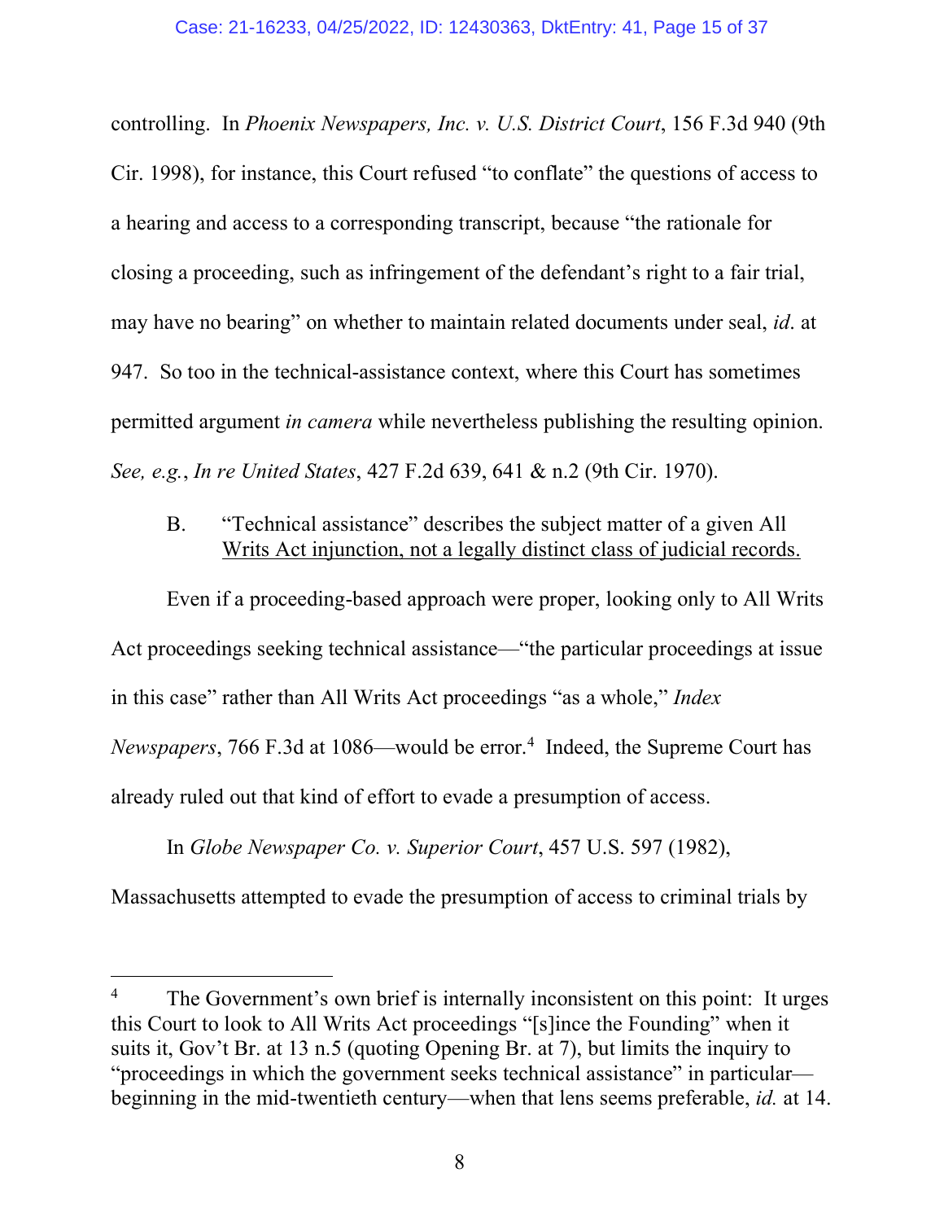controlling. In *Phoenix Newspapers, Inc. v. U.S. District Court*, 156 F.3d 940 (9th Cir. 1998), for instance, this Court refused "to conflate" the questions of access to a hearing and access to a corresponding transcript, because "the rationale for closing a proceeding, such as infringement of the defendant's right to a fair trial, may have no bearing" on whether to maintain related documents under seal, *id*. at 947. So too in the technical-assistance context, where this Court has sometimes permitted argument *in camera* while nevertheless publishing the resulting opinion. *See, e.g.*, *In re United States*, 427 F.2d 639, 641 & n.2 (9th Cir. 1970).

### B. "Technical assistance" describes the subject matter of a given All Writs Act injunction, not a legally distinct class of judicial records.

Even if a proceeding-based approach were proper, looking only to All Writs Act proceedings seeking technical assistance—"the particular proceedings at issue in this case" rather than All Writs Act proceedings "as a whole," *Index Newspapers*, 766 F.3d at 1086—would be error.[4] Indeed, the Supreme Court has already ruled out that kind of effort to evade a presumption of access.

In *Globe Newspaper Co. v. Superior Court*, 457 U.S. 597 (1982), Massachusetts attempted to evade the presumption of access to criminal trials by

---

[4] The Government's own brief is internally inconsistent on this point: It urges this Court to look to All Writs Act proceedings "[s]ince the Founding" when it suits it, Gov't Br. at 13 n.5 (quoting Opening Br. at 7), but limits the inquiry to "proceedings in which the government seeks technical assistance" in particular—beginning in the mid-twentieth century—when that lens seems preferable, *id.* at 14.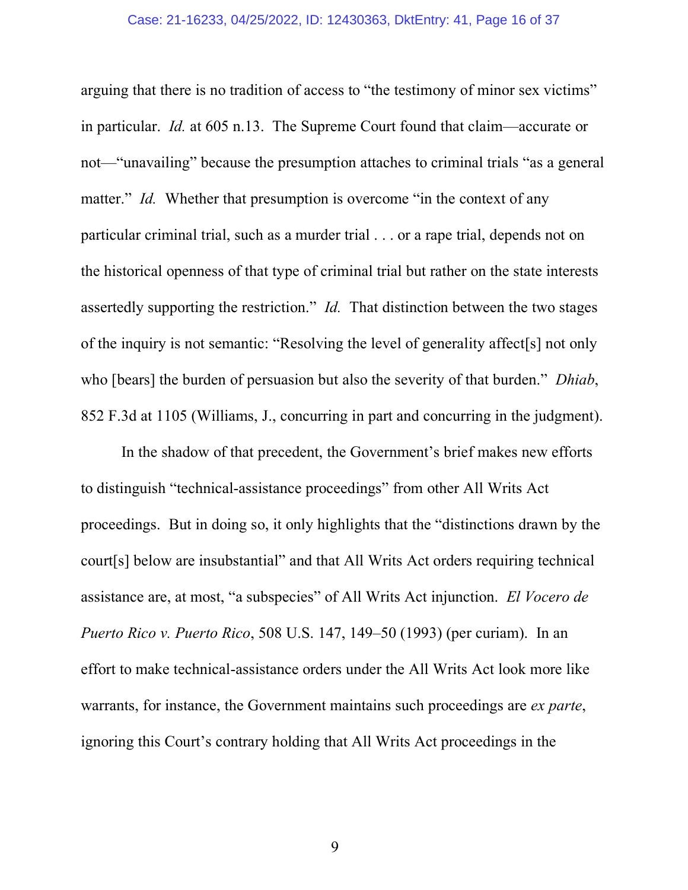arguing that there is no tradition of access to "the testimony of minor sex victims" in particular. *Id.* at 605 n.13. The Supreme Court found that claim—accurate or not—"unavailing" because the presumption attaches to criminal trials "as a general matter." *Id.* Whether that presumption is overcome "in the context of any particular criminal trial, such as a murder trial . . . or a rape trial, depends not on the historical openness of that type of criminal trial but rather on the state interests assertedly supporting the restriction." *Id.* That distinction between the two stages of the inquiry is not semantic: "Resolving the level of generality affect[s] not only who [bears] the burden of persuasion but also the severity of that burden." *Dhiab*, 852 F.3d at 1105 (Williams, J., concurring in part and concurring in the judgment).

In the shadow of that precedent, the Government's brief makes new efforts to distinguish "technical-assistance proceedings" from other All Writs Act proceedings. But in doing so, it only highlights that the "distinctions drawn by the court[s] below are insubstantial" and that All Writs Act orders requiring technical assistance are, at most, "a subspecies" of All Writs Act injunction. *El Vocero de Puerto Rico v. Puerto Rico*, 508 U.S. 147, 149–50 (1993) (per curiam). In an effort to make technical-assistance orders under the All Writs Act look more like warrants, for instance, the Government maintains such proceedings are *ex parte*, ignoring this Court's contrary holding that All Writs Act proceedings in the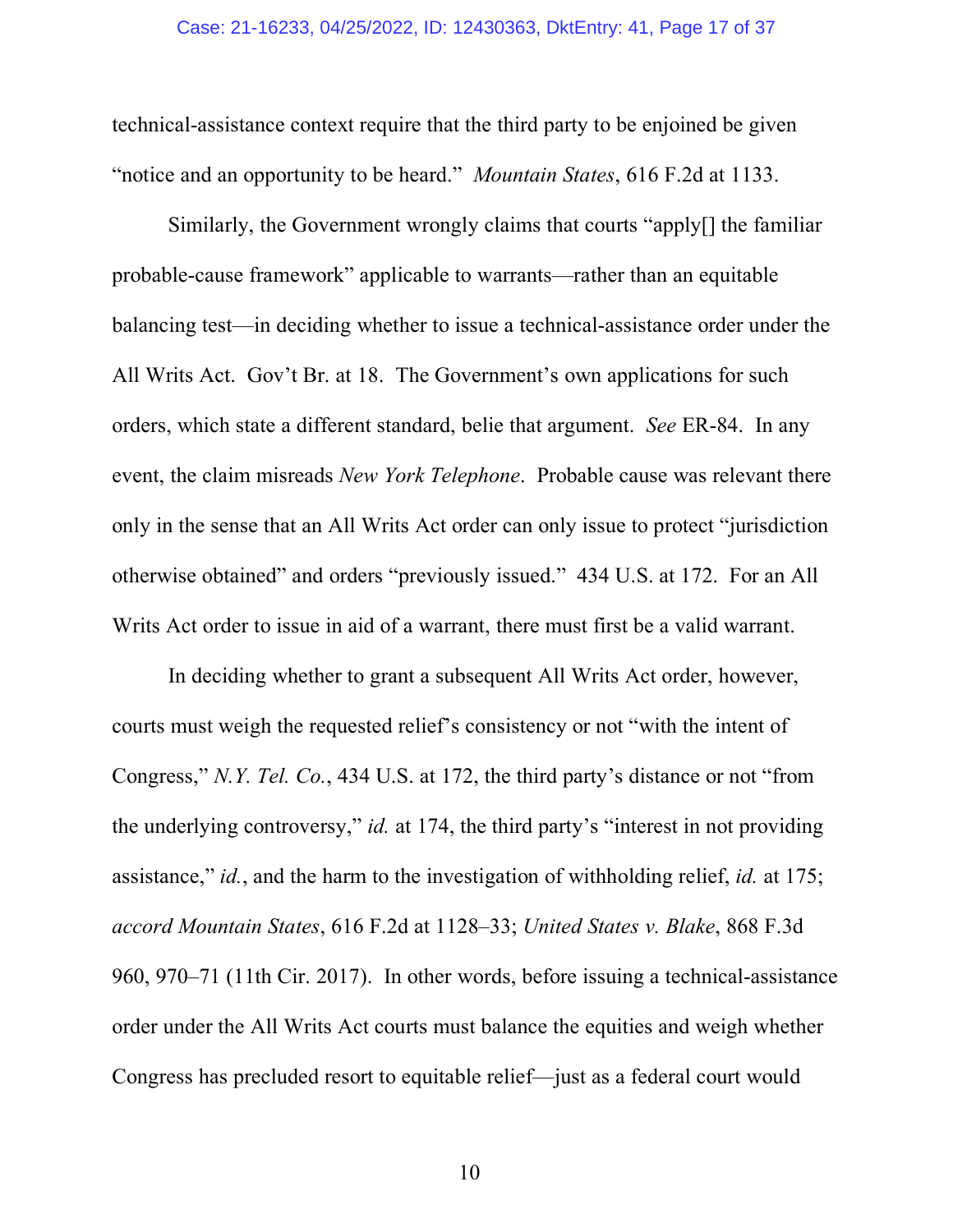technical-assistance context require that the third party to be enjoined be given "notice and an opportunity to be heard." *Mountain States*, 616 F.2d at 1133.

Similarly, the Government wrongly claims that courts "apply[] the familiar probable-cause framework" applicable to warrants—rather than an equitable balancing test—in deciding whether to issue a technical-assistance order under the All Writs Act. Gov't Br. at 18. The Government's own applications for such orders, which state a different standard, belie that argument. *See* ER-84. In any event, the claim misreads *New York Telephone*. Probable cause was relevant there only in the sense that an All Writs Act order can only issue to protect "jurisdiction otherwise obtained" and orders "previously issued." 434 U.S. at 172. For an All Writs Act order to issue in aid of a warrant, there must first be a valid warrant.

In deciding whether to grant a subsequent All Writs Act order, however, courts must weigh the requested relief's consistency or not "with the intent of Congress," *N.Y. Tel. Co.*, 434 U.S. at 172, the third party's distance or not "from the underlying controversy," *id.* at 174, the third party's "interest in not providing assistance," *id.*, and the harm to the investigation of withholding relief, *id.* at 175; *accord Mountain States*, 616 F.2d at 1128–33; *United States v. Blake*, 868 F.3d 960, 970–71 (11th Cir. 2017). In other words, before issuing a technical-assistance order under the All Writs Act courts must balance the equities and weigh whether Congress has precluded resort to equitable relief—just as a federal court would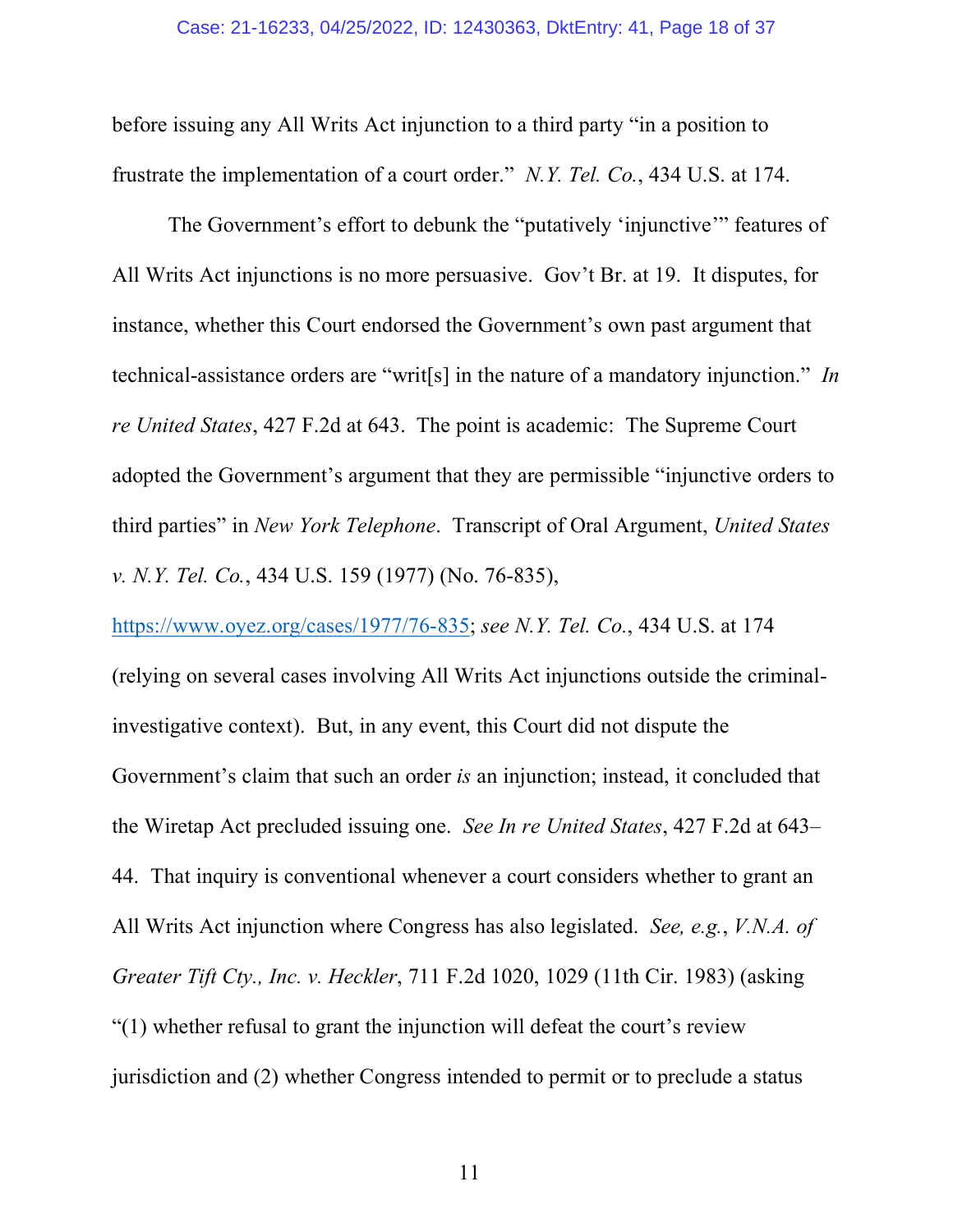before issuing any All Writs Act injunction to a third party "in a position to frustrate the implementation of a court order." *N.Y. Tel. Co.*, 434 U.S. at 174.

The Government's effort to debunk the "putatively 'injunctive'" features of All Writs Act injunctions is no more persuasive. Gov't Br. at 19. It disputes, for instance, whether this Court endorsed the Government's own past argument that technical-assistance orders are "writ[s] in the nature of a mandatory injunction." *In re United States*, 427 F.2d at 643. The point is academic: The Supreme Court adopted the Government's argument that they are permissible "injunctive orders to third parties" in *New York Telephone*. Transcript of Oral Argument, *United States v. N.Y. Tel. Co.*, 434 U.S. 159 (1977) (No. 76-835), https://www.oyez.org/cases/1977/76-835; *see N.Y. Tel. Co.*, 434 U.S. at 174 (relying on several cases involving All Writs Act injunctions outside the criminal-investigative context). But, in any event, this Court did not dispute the Government's claim that such an order *is* an injunction; instead, it concluded that the Wiretap Act precluded issuing one. *See In re United States*, 427 F.2d at 643–44. That inquiry is conventional whenever a court considers whether to grant an All Writs Act injunction where Congress has also legislated. *See, e.g.*, *V.N.A. of Greater Tift Cty., Inc. v. Heckler*, 711 F.2d 1020, 1029 (11th Cir. 1983) (asking "(1) whether refusal to grant the injunction will defeat the court's review jurisdiction and (2) whether Congress intended to permit or to preclude a status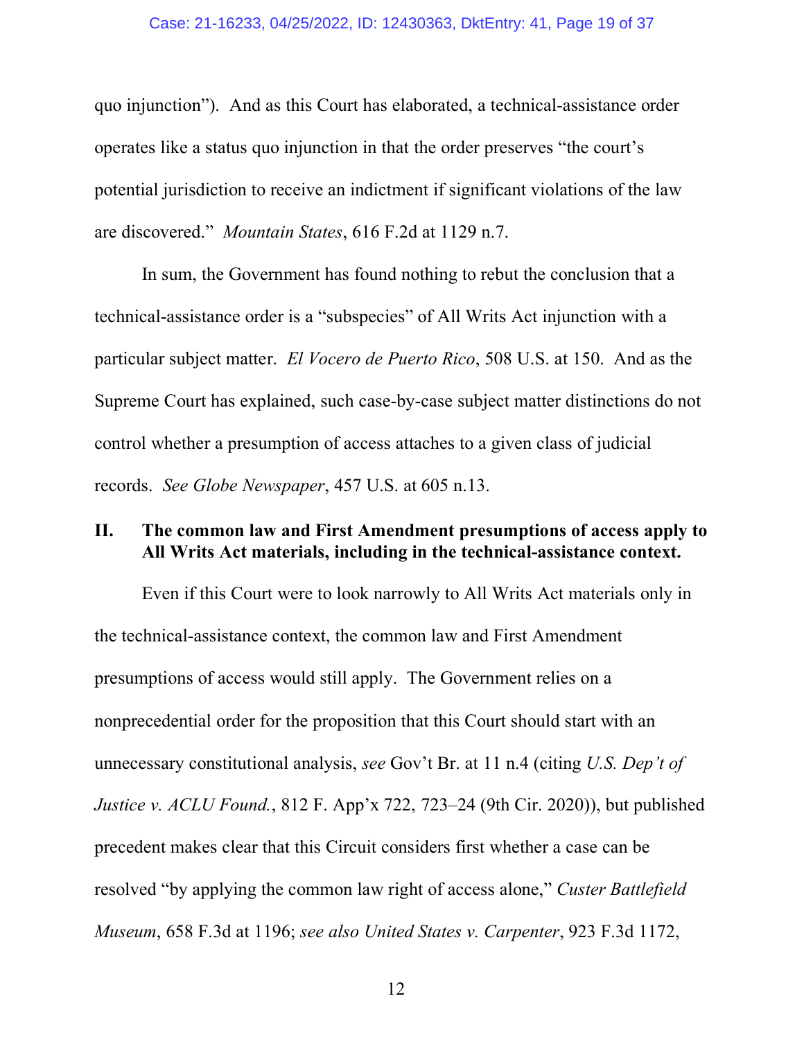quo injunction"). And as this Court has elaborated, a technical-assistance order operates like a status quo injunction in that the order preserves "the court's potential jurisdiction to receive an indictment if significant violations of the law are discovered." *Mountain States*, 616 F.2d at 1129 n.7.

In sum, the Government has found nothing to rebut the conclusion that a technical-assistance order is a "subspecies" of All Writs Act injunction with a particular subject matter. *El Vocero de Puerto Rico*, 508 U.S. at 150. And as the Supreme Court has explained, such case-by-case subject matter distinctions do not control whether a presumption of access attaches to a given class of judicial records. *See Globe Newspaper*, 457 U.S. at 605 n.13.

## II. The common law and First Amendment presumptions of access apply to All Writs Act materials, including in the technical-assistance context.

Even if this Court were to look narrowly to All Writs Act materials only in the technical-assistance context, the common law and First Amendment presumptions of access would still apply. The Government relies on a nonprecedential order for the proposition that this Court should start with an unnecessary constitutional analysis, *see* Gov't Br. at 11 n.4 (citing *U.S. Dep't of Justice v. ACLU Found.*, 812 F. App'x 722, 723–24 (9th Cir. 2020)), but published precedent makes clear that this Circuit considers first whether a case can be resolved "by applying the common law right of access alone," *Custer Battlefield Museum*, 658 F.3d at 1196; *see also United States v. Carpenter*, 923 F.3d 1172,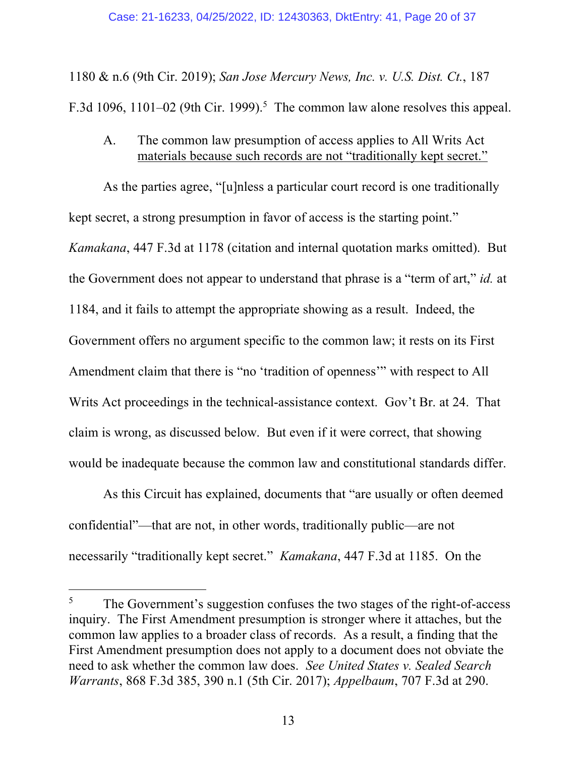1180 & n.6 (9th Cir. 2019); *San Jose Mercury News, Inc. v. U.S. Dist. Ct.*, 187 F.3d 1096, 1101–02 (9th Cir. 1999).[5] The common law alone resolves this appeal.

### A. The common law presumption of access applies to All Writs Act materials because such records are not "traditionally kept secret."

As the parties agree, "[u]nless a particular court record is one traditionally kept secret, a strong presumption in favor of access is the starting point." *Kamakana*, 447 F.3d at 1178 (citation and internal quotation marks omitted). But the Government does not appear to understand that phrase is a "term of art," *id.* at 1184, and it fails to attempt the appropriate showing as a result. Indeed, the Government offers no argument specific to the common law; it rests on its First Amendment claim that there is "no 'tradition of openness'" with respect to All Writs Act proceedings in the technical-assistance context. Gov't Br. at 24. That claim is wrong, as discussed below. But even if it were correct, that showing would be inadequate because the common law and constitutional standards differ.

As this Circuit has explained, documents that "are usually or often deemed confidential"—that are not, in other words, traditionally public—are not necessarily "traditionally kept secret." *Kamakana*, 447 F.3d at 1185. On the

---

[5] The Government's suggestion confuses the two stages of the right-of-access inquiry. The First Amendment presumption is stronger where it attaches, but the common law applies to a broader class of records. As a result, a finding that the First Amendment presumption does not apply to a document does not obviate the need to ask whether the common law does. *See United States v. Sealed Search Warrants*, 868 F.3d 385, 390 n.1 (5th Cir. 2017); *Appelbaum*, 707 F.3d at 290.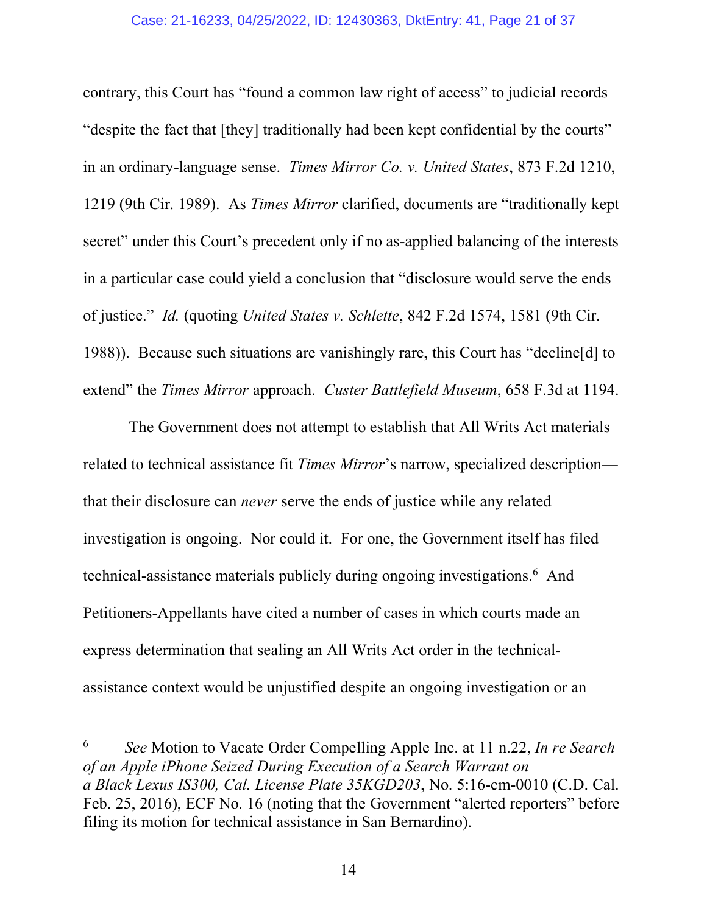contrary, this Court has "found a common law right of access" to judicial records "despite the fact that [they] traditionally had been kept confidential by the courts" in an ordinary-language sense. *Times Mirror Co. v. United States*, 873 F.2d 1210, 1219 (9th Cir. 1989). As *Times Mirror* clarified, documents are "traditionally kept secret" under this Court's precedent only if no as-applied balancing of the interests in a particular case could yield a conclusion that "disclosure would serve the ends of justice." *Id.* (quoting *United States v. Schlette*, 842 F.2d 1574, 1581 (9th Cir. 1988)). Because such situations are vanishingly rare, this Court has "decline[d] to extend" the *Times Mirror* approach. *Custer Battlefield Museum*, 658 F.3d at 1194.

The Government does not attempt to establish that All Writs Act materials related to technical assistance fit *Times Mirror*'s narrow, specialized description—that their disclosure can *never* serve the ends of justice while any related investigation is ongoing. Nor could it. For one, the Government itself has filed technical-assistance materials publicly during ongoing investigations.[6] And Petitioners-Appellants have cited a number of cases in which courts made an express determination that sealing an All Writs Act order in the technical-assistance context would be unjustified despite an ongoing investigation or an

---

[6] *See* Motion to Vacate Order Compelling Apple Inc. at 11 n.22, *In re Search of an Apple iPhone Seized During Execution of a Search Warrant on a Black Lexus IS300, Cal. License Plate 35KGD203*, No. 5:16-cm-0010 (C.D. Cal. Feb. 25, 2016), ECF No. 16 (noting that the Government "alerted reporters" before filing its motion for technical assistance in San Bernardino).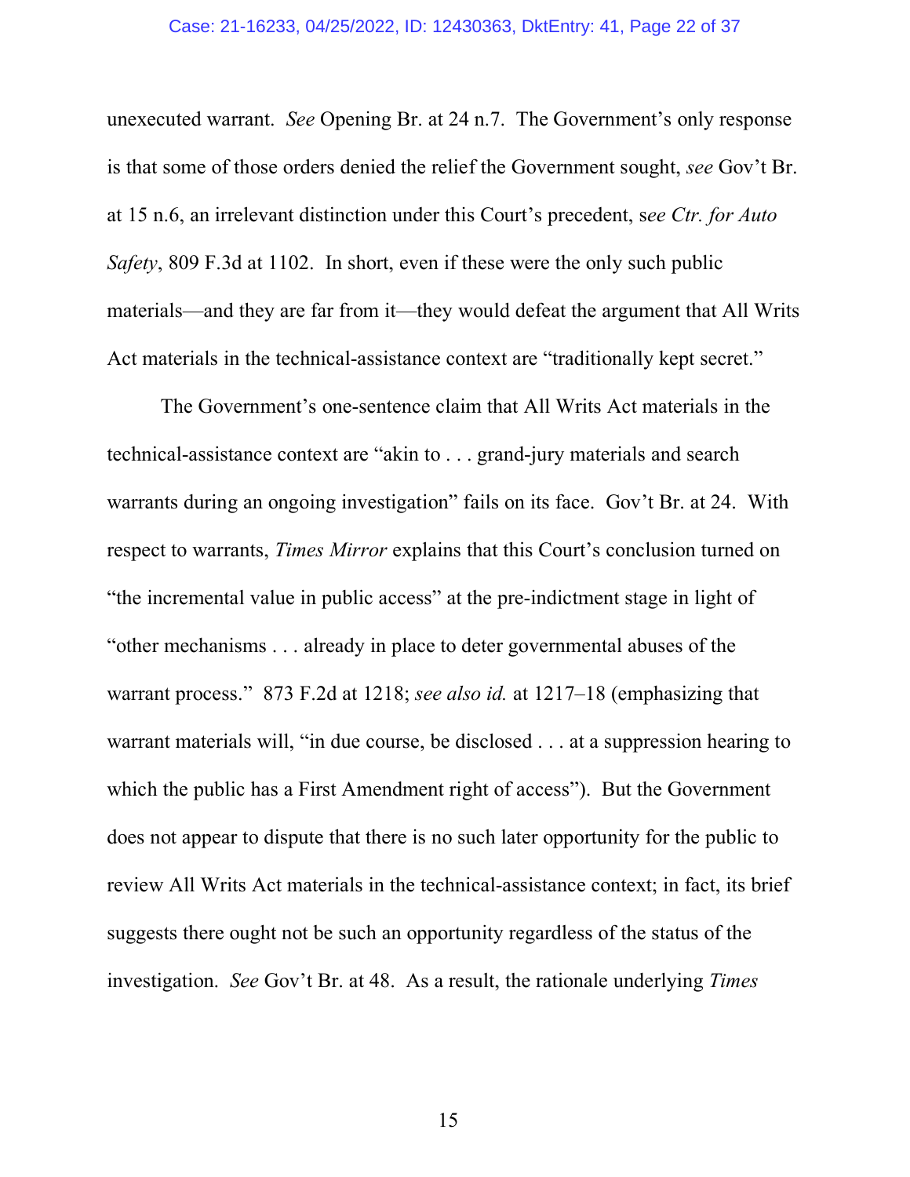unexecuted warrant. *See* Opening Br. at 24 n.7. The Government's only response is that some of those orders denied the relief the Government sought, *see* Gov't Br. at 15 n.6, an irrelevant distinction under this Court's precedent, s*ee Ctr. for Auto Safety*, 809 F.3d at 1102. In short, even if these were the only such public materials—and they are far from it—they would defeat the argument that All Writs Act materials in the technical-assistance context are "traditionally kept secret."

The Government's one-sentence claim that All Writs Act materials in the technical-assistance context are "akin to . . . grand-jury materials and search warrants during an ongoing investigation" fails on its face. Gov't Br. at 24. With respect to warrants, *Times Mirror* explains that this Court's conclusion turned on "the incremental value in public access" at the pre-indictment stage in light of "other mechanisms . . . already in place to deter governmental abuses of the warrant process." 873 F.2d at 1218; *see also id.* at 1217–18 (emphasizing that warrant materials will, "in due course, be disclosed . . . at a suppression hearing to which the public has a First Amendment right of access"). But the Government does not appear to dispute that there is no such later opportunity for the public to review All Writs Act materials in the technical-assistance context; in fact, its brief suggests there ought not be such an opportunity regardless of the status of the investigation. *See* Gov't Br. at 48. As a result, the rationale underlying *Times*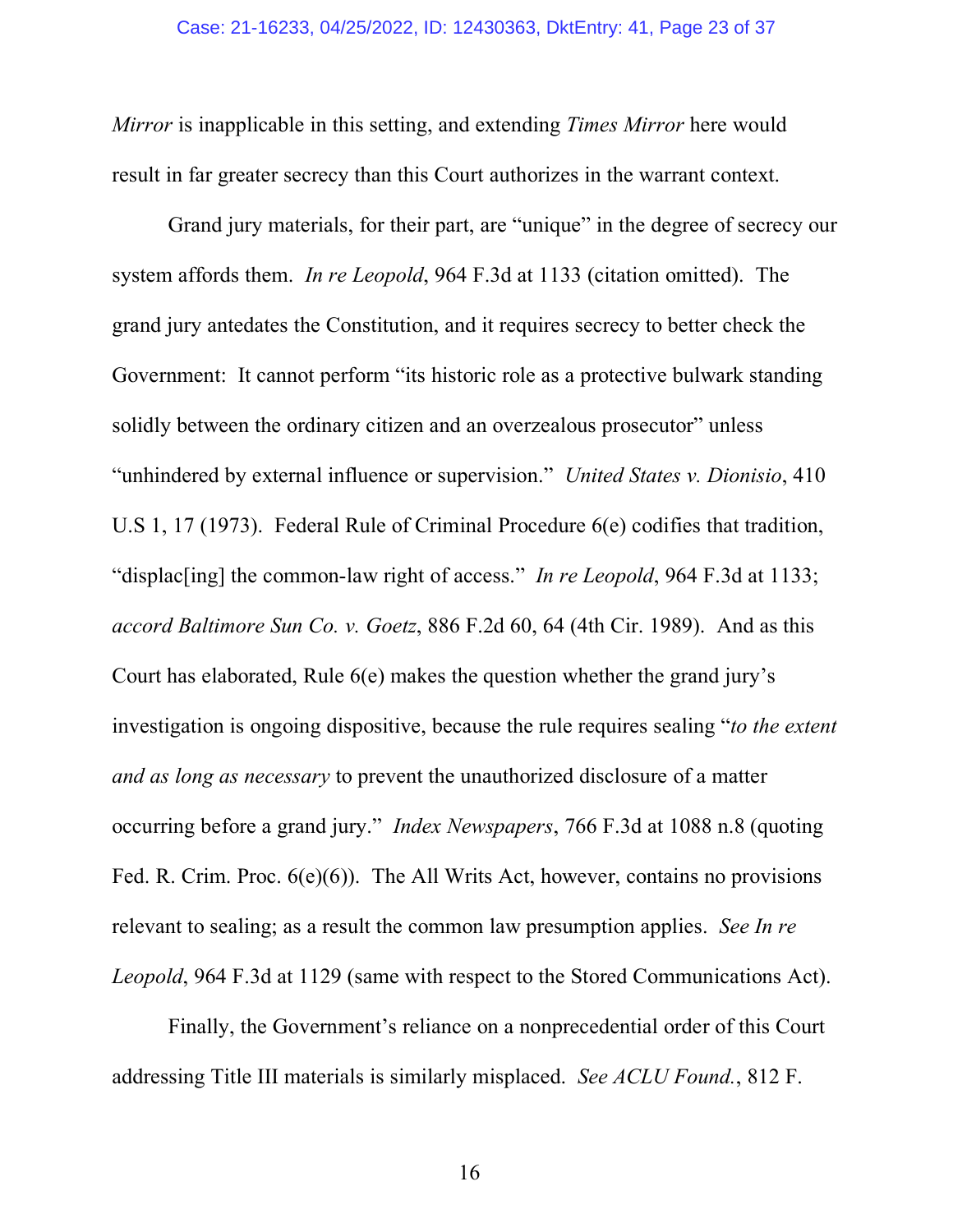*Mirror* is inapplicable in this setting, and extending *Times Mirror* here would result in far greater secrecy than this Court authorizes in the warrant context.

Grand jury materials, for their part, are "unique" in the degree of secrecy our system affords them. *In re Leopold*, 964 F.3d at 1133 (citation omitted). The grand jury antedates the Constitution, and it requires secrecy to better check the Government: It cannot perform "its historic role as a protective bulwark standing solidly between the ordinary citizen and an overzealous prosecutor" unless "unhindered by external influence or supervision." *United States v. Dionisio*, 410 U.S 1, 17 (1973). Federal Rule of Criminal Procedure 6(e) codifies that tradition, "displac[ing] the common-law right of access." *In re Leopold*, 964 F.3d at 1133; *accord Baltimore Sun Co. v. Goetz*, 886 F.2d 60, 64 (4th Cir. 1989). And as this Court has elaborated, Rule 6(e) makes the question whether the grand jury's investigation is ongoing dispositive, because the rule requires sealing "*to the extent and as long as necessary* to prevent the unauthorized disclosure of a matter occurring before a grand jury." *Index Newspapers*, 766 F.3d at 1088 n.8 (quoting Fed. R. Crim. Proc. 6(e)(6)). The All Writs Act, however, contains no provisions relevant to sealing; as a result the common law presumption applies. *See In re Leopold*, 964 F.3d at 1129 (same with respect to the Stored Communications Act).

Finally, the Government's reliance on a nonprecedential order of this Court addressing Title III materials is similarly misplaced. *See ACLU Found.*, 812 F.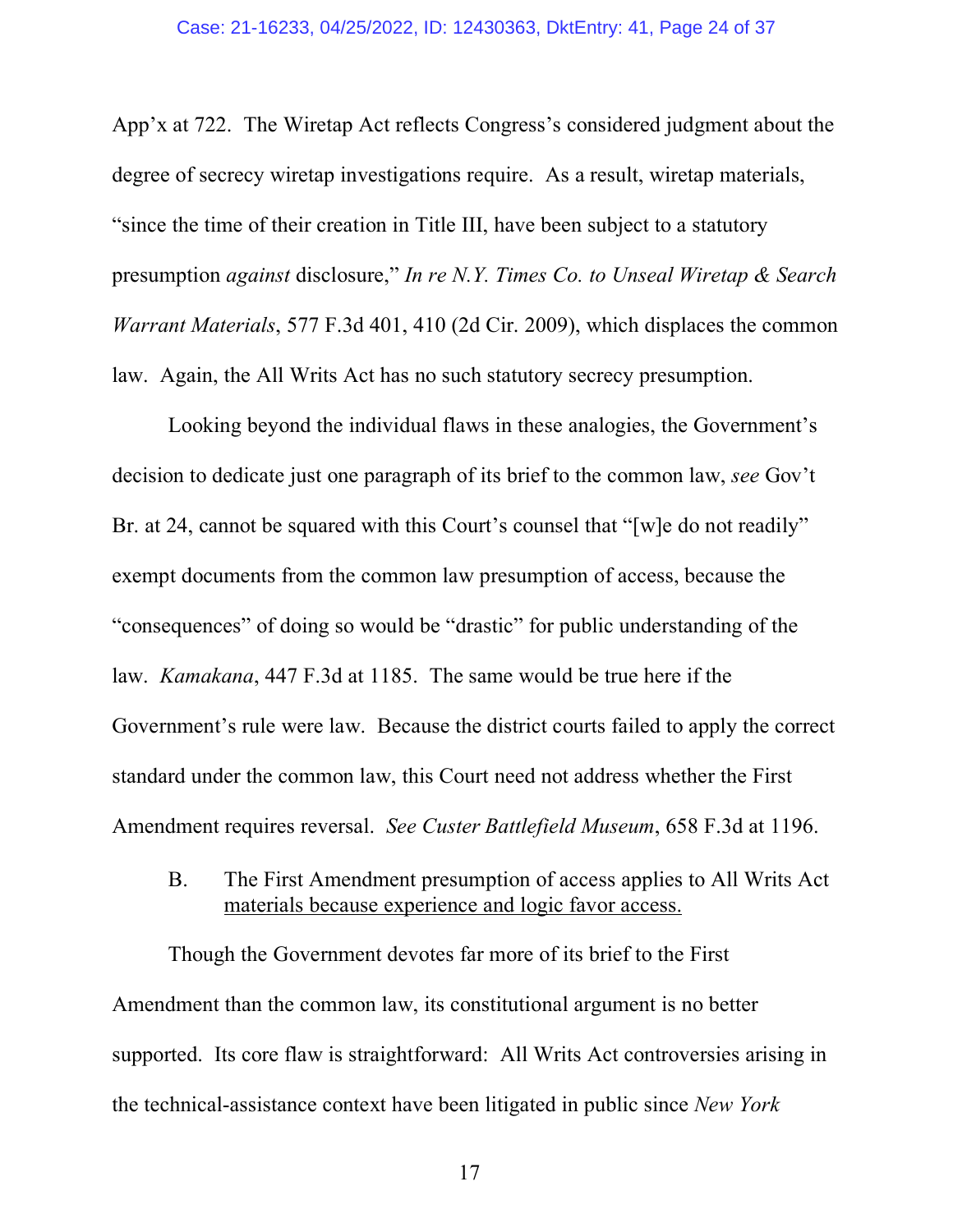App'x at 722. The Wiretap Act reflects Congress's considered judgment about the degree of secrecy wiretap investigations require. As a result, wiretap materials, "since the time of their creation in Title III, have been subject to a statutory presumption *against* disclosure," *In re N.Y. Times Co. to Unseal Wiretap & Search Warrant Materials*, 577 F.3d 401, 410 (2d Cir. 2009), which displaces the common law. Again, the All Writs Act has no such statutory secrecy presumption.

Looking beyond the individual flaws in these analogies, the Government's decision to dedicate just one paragraph of its brief to the common law, *see* Gov't Br. at 24, cannot be squared with this Court's counsel that "[w]e do not readily" exempt documents from the common law presumption of access, because the "consequences" of doing so would be "drastic" for public understanding of the law. *Kamakana*, 447 F.3d at 1185. The same would be true here if the Government's rule were law. Because the district courts failed to apply the correct standard under the common law, this Court need not address whether the First Amendment requires reversal. *See Custer Battlefield Museum*, 658 F.3d at 1196.

### B. The First Amendment presumption of access applies to All Writs Act materials because experience and logic favor access.

Though the Government devotes far more of its brief to the First Amendment than the common law, its constitutional argument is no better supported. Its core flaw is straightforward: All Writs Act controversies arising in the technical-assistance context have been litigated in public since *New York*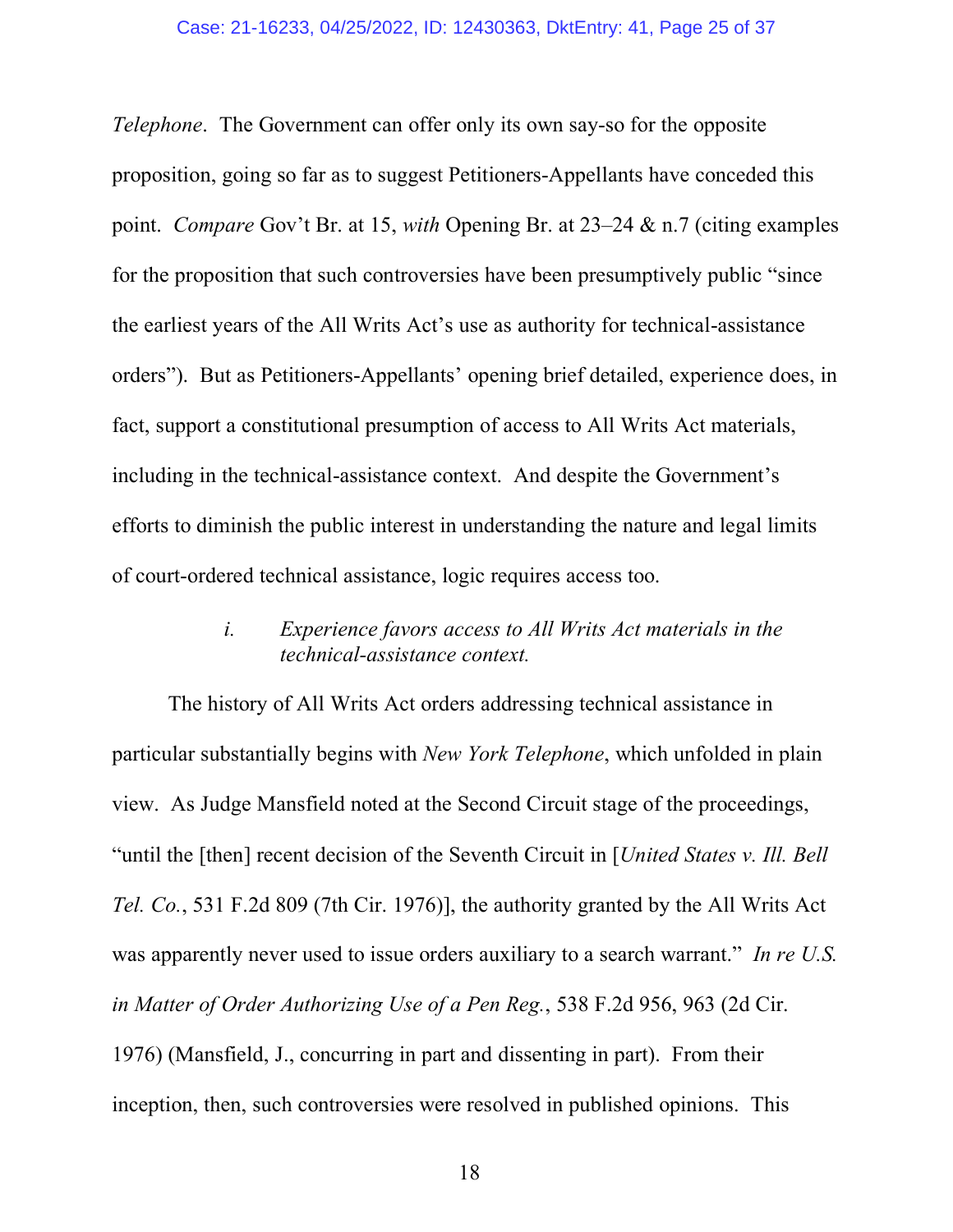*Telephone*. The Government can offer only its own say-so for the opposite proposition, going so far as to suggest Petitioners-Appellants have conceded this point. *Compare* Gov't Br. at 15, *with* Opening Br. at 23–24 & n.7 (citing examples for the proposition that such controversies have been presumptively public "since the earliest years of the All Writs Act's use as authority for technical-assistance orders"). But as Petitioners-Appellants' opening brief detailed, experience does, in fact, support a constitutional presumption of access to All Writs Act materials, including in the technical-assistance context. And despite the Government's efforts to diminish the public interest in understanding the nature and legal limits of court-ordered technical assistance, logic requires access too.

*i. Experience favors access to All Writs Act materials in the technical-assistance context.*

The history of All Writs Act orders addressing technical assistance in particular substantially begins with *New York Telephone*, which unfolded in plain view. As Judge Mansfield noted at the Second Circuit stage of the proceedings, "until the [then] recent decision of the Seventh Circuit in [*United States v. Ill. Bell Tel. Co.*, 531 F.2d 809 (7th Cir. 1976)], the authority granted by the All Writs Act was apparently never used to issue orders auxiliary to a search warrant." *In re U.S. in Matter of Order Authorizing Use of a Pen Reg.*, 538 F.2d 956, 963 (2d Cir. 1976) (Mansfield, J., concurring in part and dissenting in part). From their inception, then, such controversies were resolved in published opinions. This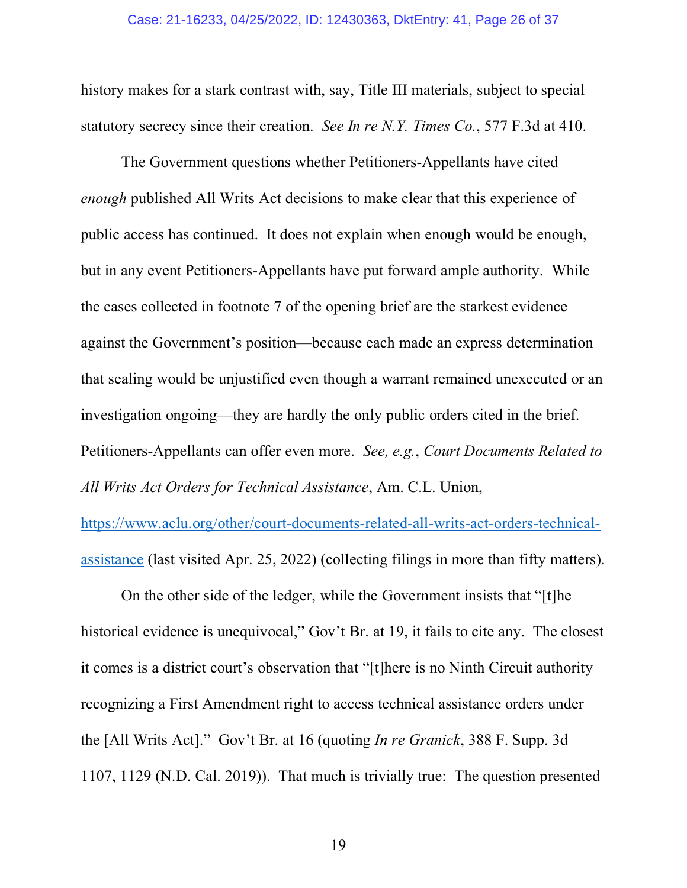history makes for a stark contrast with, say, Title III materials, subject to special statutory secrecy since their creation. *See In re N.Y. Times Co.*, 577 F.3d at 410.

The Government questions whether Petitioners-Appellants have cited *enough* published All Writs Act decisions to make clear that this experience of public access has continued. It does not explain when enough would be enough, but in any event Petitioners-Appellants have put forward ample authority. While the cases collected in footnote 7 of the opening brief are the starkest evidence against the Government's position—because each made an express determination that sealing would be unjustified even though a warrant remained unexecuted or an investigation ongoing—they are hardly the only public orders cited in the brief. Petitioners-Appellants can offer even more. *See, e.g.*, *Court Documents Related to All Writs Act Orders for Technical Assistance*, Am. C.L. Union, [https://www.aclu.org/other/court-documents-related-all-writs-act-orders-technical-assistance](https://www.aclu.org/other/court-documents-related-all-writs-act-orders-technical-assistance) (last visited Apr. 25, 2022) (collecting filings in more than fifty matters).

On the other side of the ledger, while the Government insists that "[t]he historical evidence is unequivocal," Gov't Br. at 19, it fails to cite any. The closest it comes is a district court's observation that "[t]here is no Ninth Circuit authority recognizing a First Amendment right to access technical assistance orders under the [All Writs Act]." Gov't Br. at 16 (quoting *In re Granick*, 388 F. Supp. 3d 1107, 1129 (N.D. Cal. 2019)). That much is trivially true: The question presented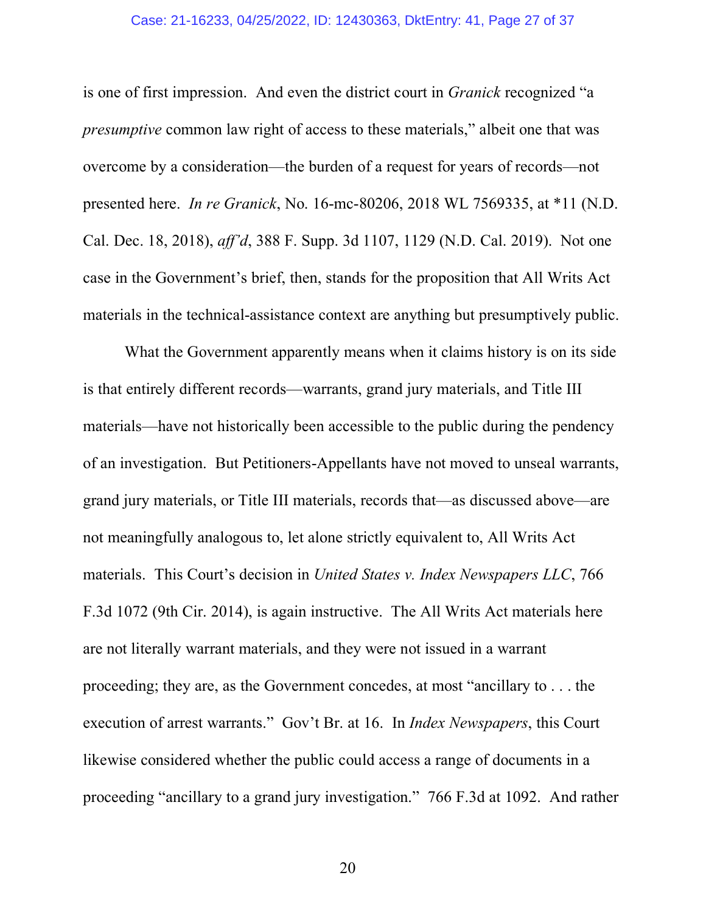is one of first impression. And even the district court in *Granick* recognized "a *presumptive* common law right of access to these materials," albeit one that was overcome by a consideration—the burden of a request for years of records—not presented here. *In re Granick*, No. 16-mc-80206, 2018 WL 7569335, at *11 (N.D. Cal. Dec. 18, 2018), *aff'd*, 388 F. Supp. 3d 1107, 1129 (N.D. Cal. 2019). Not one case in the Government's brief, then, stands for the proposition that All Writs Act materials in the technical-assistance context are anything but presumptively public.

What the Government apparently means when it claims history is on its side is that entirely different records—warrants, grand jury materials, and Title III materials—have not historically been accessible to the public during the pendency of an investigation. But Petitioners-Appellants have not moved to unseal warrants, grand jury materials, or Title III materials, records that—as discussed above—are not meaningfully analogous to, let alone strictly equivalent to, All Writs Act materials. This Court's decision in *United States v. Index Newspapers LLC*, 766 F.3d 1072 (9th Cir. 2014), is again instructive. The All Writs Act materials here are not literally warrant materials, and they were not issued in a warrant proceeding; they are, as the Government concedes, at most "ancillary to . . . the execution of arrest warrants." Gov't Br. at 16. In *Index Newspapers*, this Court likewise considered whether the public could access a range of documents in a proceeding "ancillary to a grand jury investigation." 766 F.3d at 1092. And rather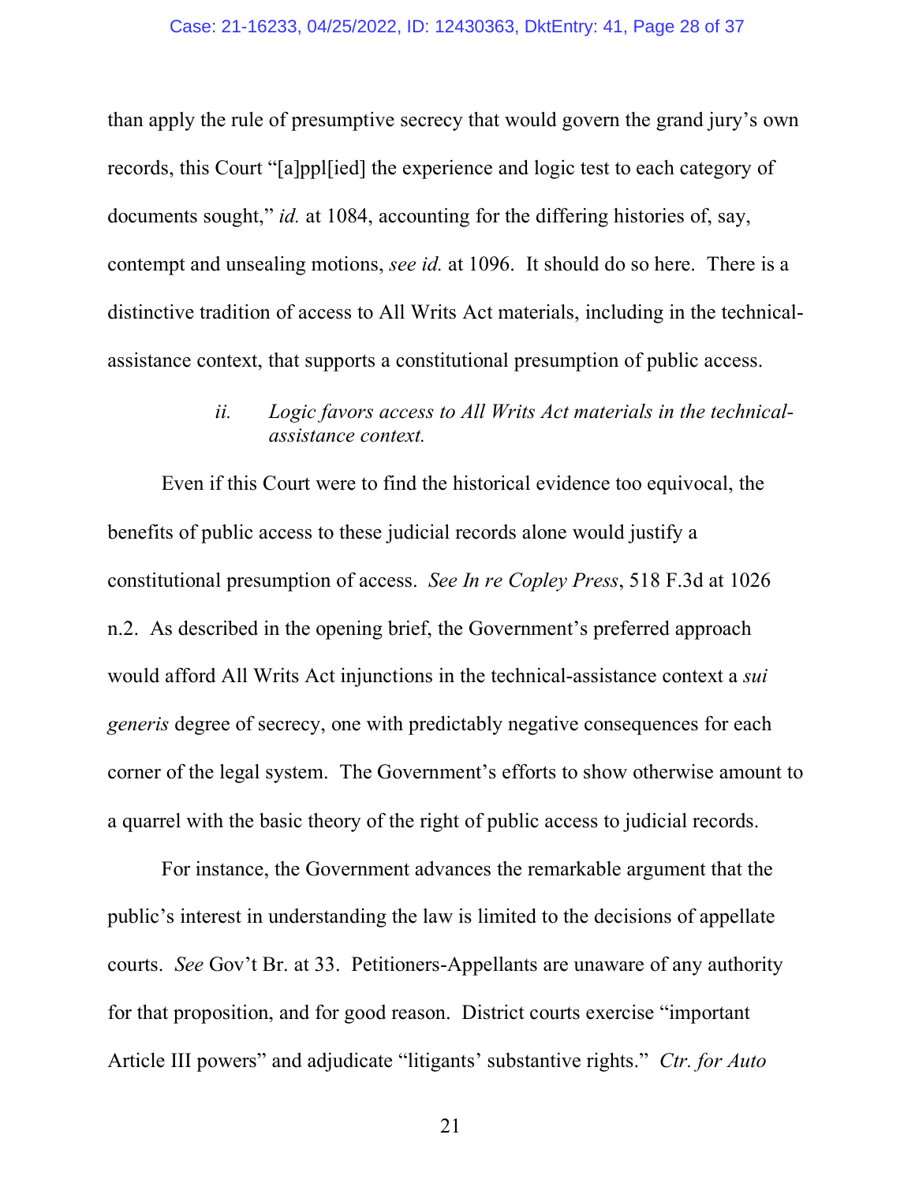than apply the rule of presumptive secrecy that would govern the grand jury's own records, this Court "[a]ppl[ied] the experience and logic test to each category of documents sought," *id.* at 1084, accounting for the differing histories of, say, contempt and unsealing motions, *see id.* at 1096. It should do so here. There is a distinctive tradition of access to All Writs Act materials, including in the technical-assistance context, that supports a constitutional presumption of public access.

> *ii. Logic favors access to All Writs Act materials in the technical-assistance context.*

Even if this Court were to find the historical evidence too equivocal, the benefits of public access to these judicial records alone would justify a constitutional presumption of access. *See In re Copley Press*, 518 F.3d at 1026 n.2. As described in the opening brief, the Government's preferred approach would afford All Writs Act injunctions in the technical-assistance context a *sui generis* degree of secrecy, one with predictably negative consequences for each corner of the legal system. The Government's efforts to show otherwise amount to a quarrel with the basic theory of the right of public access to judicial records.

For instance, the Government advances the remarkable argument that the public's interest in understanding the law is limited to the decisions of appellate courts. *See* Gov't Br. at 33. Petitioners-Appellants are unaware of any authority for that proposition, and for good reason. District courts exercise "important Article III powers" and adjudicate "litigants' substantive rights." *Ctr. for Auto*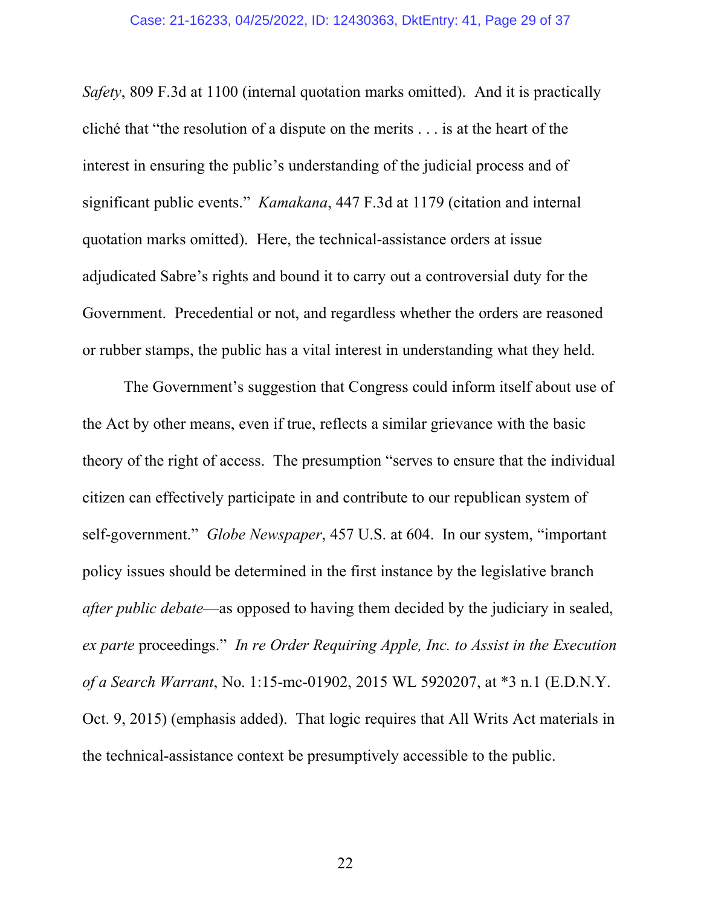*Safety*, 809 F.3d at 1100 (internal quotation marks omitted). And it is practically cliché that "the resolution of a dispute on the merits . . . is at the heart of the interest in ensuring the public's understanding of the judicial process and of significant public events." *Kamakana*, 447 F.3d at 1179 (citation and internal quotation marks omitted). Here, the technical-assistance orders at issue adjudicated Sabre's rights and bound it to carry out a controversial duty for the Government. Precedential or not, and regardless whether the orders are reasoned or rubber stamps, the public has a vital interest in understanding what they held.

The Government's suggestion that Congress could inform itself about use of the Act by other means, even if true, reflects a similar grievance with the basic theory of the right of access. The presumption "serves to ensure that the individual citizen can effectively participate in and contribute to our republican system of self-government." *Globe Newspaper*, 457 U.S. at 604. In our system, "important policy issues should be determined in the first instance by the legislative branch *after public debate*—as opposed to having them decided by the judiciary in sealed, *ex parte* proceedings." *In re Order Requiring Apple, Inc. to Assist in the Execution of a Search Warrant*, No. 1:15-mc-01902, 2015 WL 5920207, at *3 n.1 (E.D.N.Y. Oct. 9, 2015) (emphasis added). That logic requires that All Writs Act materials in the technical-assistance context be presumptively accessible to the public.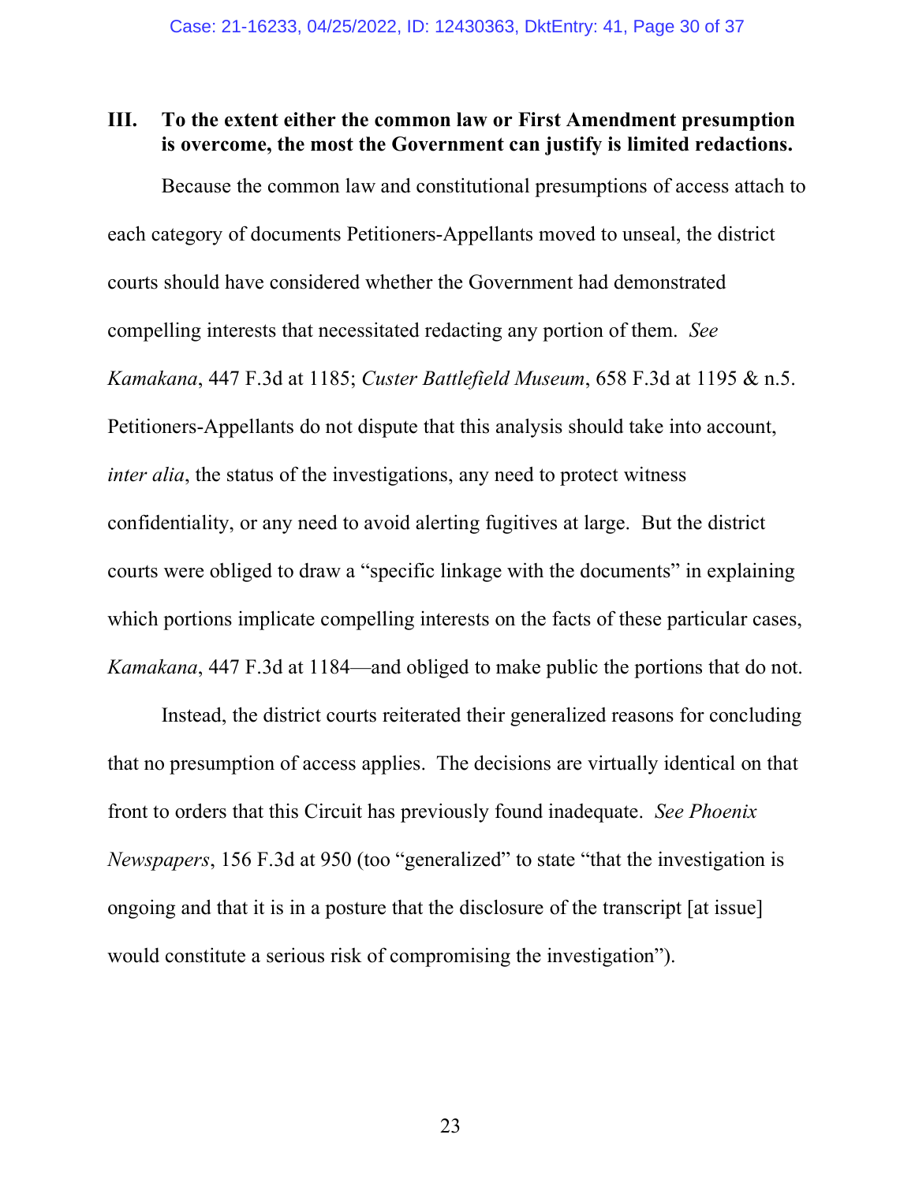## III. To the extent either the common law or First Amendment presumption is overcome, the most the Government can justify is limited redactions.

Because the common law and constitutional presumptions of access attach to each category of documents Petitioners-Appellants moved to unseal, the district courts should have considered whether the Government had demonstrated compelling interests that necessitated redacting any portion of them. *See Kamakana*, 447 F.3d at 1185; *Custer Battlefield Museum*, 658 F.3d at 1195 & n.5. Petitioners-Appellants do not dispute that this analysis should take into account, *inter alia*, the status of the investigations, any need to protect witness confidentiality, or any need to avoid alerting fugitives at large. But the district courts were obliged to draw a "specific linkage with the documents" in explaining which portions implicate compelling interests on the facts of these particular cases, *Kamakana*, 447 F.3d at 1184—and obliged to make public the portions that do not.

Instead, the district courts reiterated their generalized reasons for concluding that no presumption of access applies. The decisions are virtually identical on that front to orders that this Circuit has previously found inadequate. *See Phoenix Newspapers*, 156 F.3d at 950 (too "generalized" to state "that the investigation is ongoing and that it is in a posture that the disclosure of the transcript [at issue] would constitute a serious risk of compromising the investigation").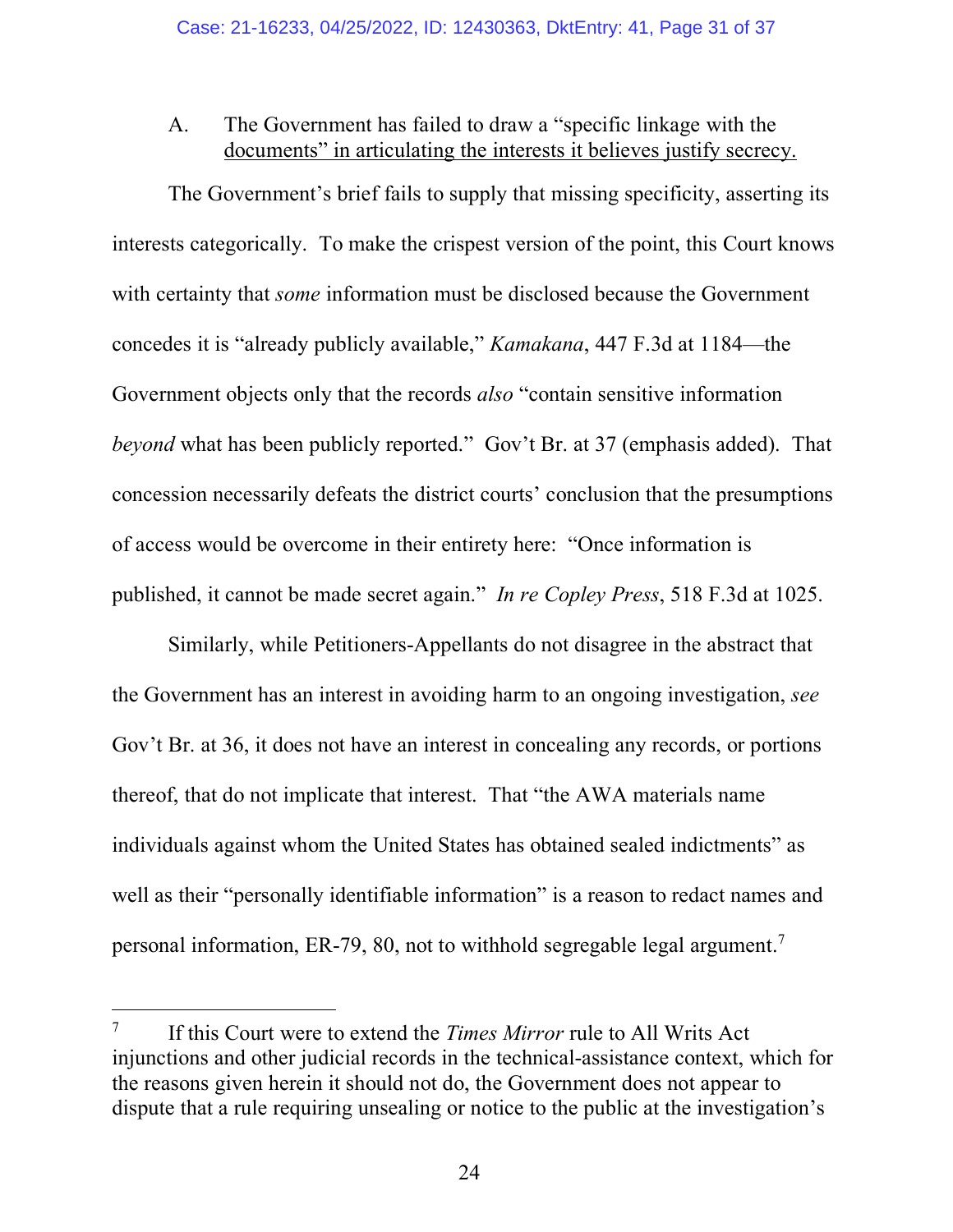A. The Government has failed to draw a "specific linkage with the documents" in articulating the interests it believes justify secrecy.

The Government's brief fails to supply that missing specificity, asserting its interests categorically. To make the crispest version of the point, this Court knows with certainty that *some* information must be disclosed because the Government concedes it is "already publicly available," *Kamakana*, 447 F.3d at 1184—the Government objects only that the records *also* "contain sensitive information *beyond* what has been publicly reported." Gov't Br. at 37 (emphasis added). That concession necessarily defeats the district courts' conclusion that the presumptions of access would be overcome in their entirety here: "Once information is published, it cannot be made secret again." *In re Copley Press*, 518 F.3d at 1025.

Similarly, while Petitioners-Appellants do not disagree in the abstract that the Government has an interest in avoiding harm to an ongoing investigation, *see* Gov't Br. at 36, it does not have an interest in concealing any records, or portions thereof, that do not implicate that interest. That "the AWA materials name individuals against whom the United States has obtained sealed indictments" as well as their "personally identifiable information" is a reason to redact names and personal information, ER-79, 80, not to withhold segregable legal argument.[7]

---

[7] If this Court were to extend the *Times Mirror* rule to All Writs Act injunctions and other judicial records in the technical-assistance context, which for the reasons given herein it should not do, the Government does not appear to dispute that a rule requiring unsealing or notice to the public at the investigation's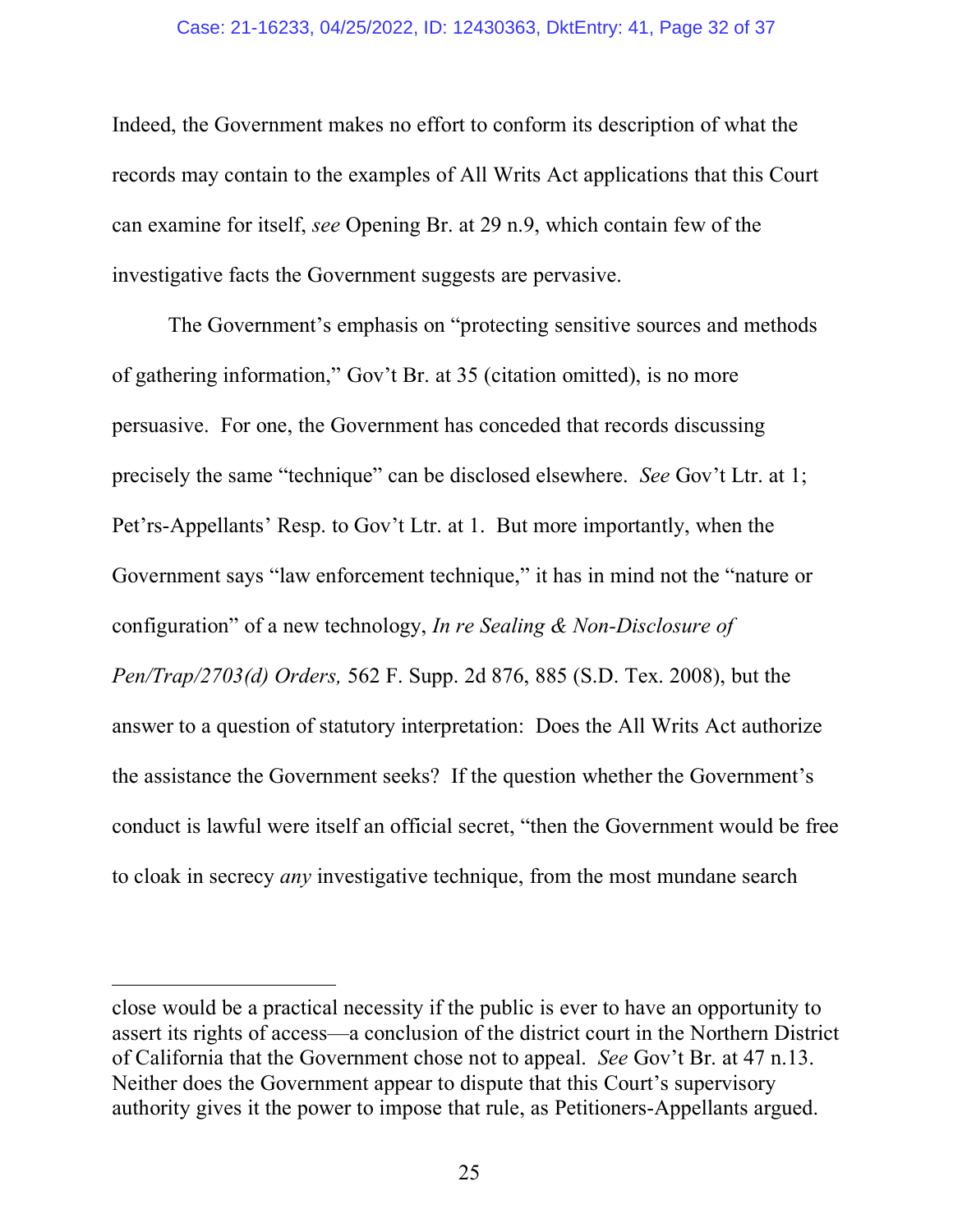Indeed, the Government makes no effort to conform its description of what the records may contain to the examples of All Writs Act applications that this Court can examine for itself, *see* Opening Br. at 29 n.9, which contain few of the investigative facts the Government suggests are pervasive.

The Government's emphasis on "protecting sensitive sources and methods of gathering information," Gov't Br. at 35 (citation omitted), is no more persuasive. For one, the Government has conceded that records discussing precisely the same "technique" can be disclosed elsewhere. *See* Gov't Ltr. at 1; Pet'rs-Appellants' Resp. to Gov't Ltr. at 1. But more importantly, when the Government says "law enforcement technique," it has in mind not the "nature or configuration" of a new technology, *In re Sealing & Non-Disclosure of Pen/Trap/2703(d) Orders,* 562 F. Supp. 2d 876, 885 (S.D. Tex. 2008), but the answer to a question of statutory interpretation: Does the All Writs Act authorize the assistance the Government seeks? If the question whether the Government's conduct is lawful were itself an official secret, "then the Government would be free to cloak in secrecy *any* investigative technique, from the most mundane search

---

close would be a practical necessity if the public is ever to have an opportunity to assert its rights of access—a conclusion of the district court in the Northern District of California that the Government chose not to appeal. *See* Gov't Br. at 47 n.13. Neither does the Government appear to dispute that this Court's supervisory authority gives it the power to impose that rule, as Petitioners-Appellants argued.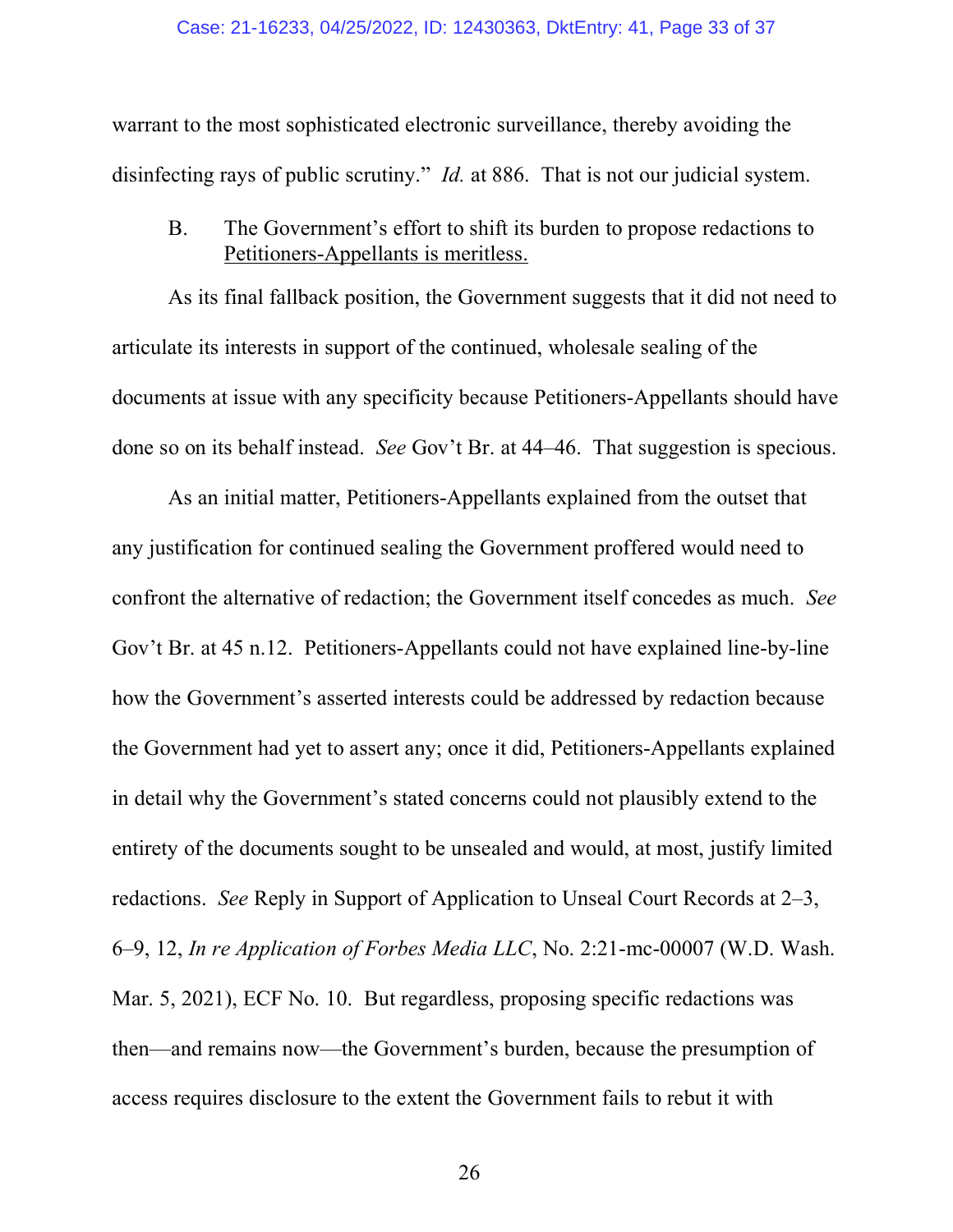warrant to the most sophisticated electronic surveillance, thereby avoiding the disinfecting rays of public scrutiny." *Id.* at 886. That is not our judicial system.

### B. The Government's effort to shift its burden to propose redactions to Petitioners-Appellants is meritless.

As its final fallback position, the Government suggests that it did not need to articulate its interests in support of the continued, wholesale sealing of the documents at issue with any specificity because Petitioners-Appellants should have done so on its behalf instead. *See* Gov't Br. at 44–46. That suggestion is specious.

As an initial matter, Petitioners-Appellants explained from the outset that any justification for continued sealing the Government proffered would need to confront the alternative of redaction; the Government itself concedes as much. *See* Gov't Br. at 45 n.12. Petitioners-Appellants could not have explained line-by-line how the Government's asserted interests could be addressed by redaction because the Government had yet to assert any; once it did, Petitioners-Appellants explained in detail why the Government's stated concerns could not plausibly extend to the entirety of the documents sought to be unsealed and would, at most, justify limited redactions. *See* Reply in Support of Application to Unseal Court Records at 2–3, 6–9, 12, *In re Application of Forbes Media LLC*, No. 2:21-mc-00007 (W.D. Wash. Mar. 5, 2021), ECF No. 10. But regardless, proposing specific redactions was then—and remains now—the Government's burden, because the presumption of access requires disclosure to the extent the Government fails to rebut it with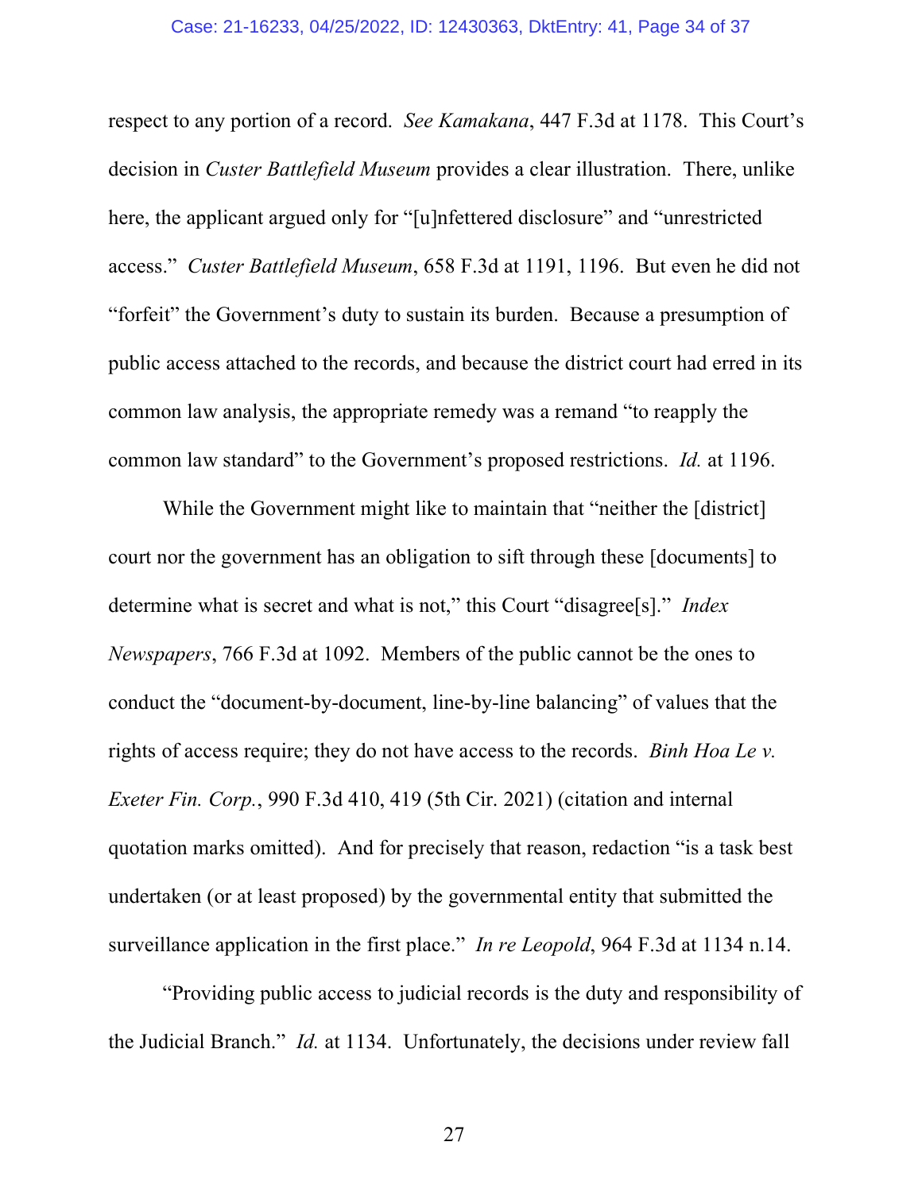respect to any portion of a record. *See Kamakana*, 447 F.3d at 1178. This Court's decision in *Custer Battlefield Museum* provides a clear illustration. There, unlike here, the applicant argued only for "[u]nfettered disclosure" and "unrestricted access." *Custer Battlefield Museum*, 658 F.3d at 1191, 1196. But even he did not "forfeit" the Government's duty to sustain its burden. Because a presumption of public access attached to the records, and because the district court had erred in its common law analysis, the appropriate remedy was a remand "to reapply the common law standard" to the Government's proposed restrictions. *Id.* at 1196.

While the Government might like to maintain that "neither the [district] court nor the government has an obligation to sift through these [documents] to determine what is secret and what is not," this Court "disagree[s]." *Index Newspapers*, 766 F.3d at 1092. Members of the public cannot be the ones to conduct the "document-by-document, line-by-line balancing" of values that the rights of access require; they do not have access to the records. *Binh Hoa Le v. Exeter Fin. Corp.*, 990 F.3d 410, 419 (5th Cir. 2021) (citation and internal quotation marks omitted). And for precisely that reason, redaction "is a task best undertaken (or at least proposed) by the governmental entity that submitted the surveillance application in the first place." *In re Leopold*, 964 F.3d at 1134 n.14.

"Providing public access to judicial records is the duty and responsibility of the Judicial Branch." *Id.* at 1134. Unfortunately, the decisions under review fall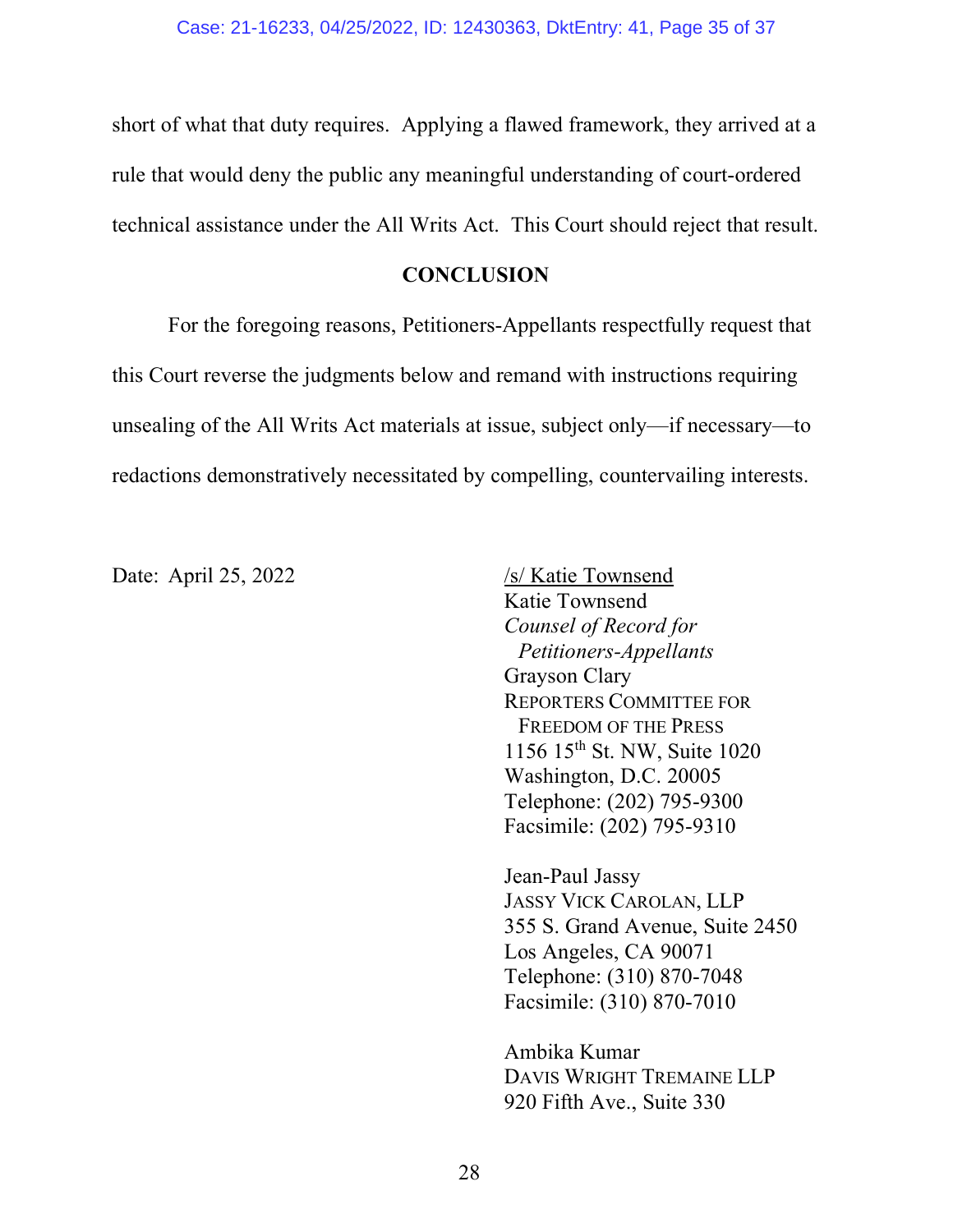short of what that duty requires. Applying a flawed framework, they arrived at a rule that would deny the public any meaningful understanding of court-ordered technical assistance under the All Writs Act. This Court should reject that result.

## CONCLUSION

For the foregoing reasons, Petitioners-Appellants respectfully request that this Court reverse the judgments below and remand with instructions requiring unsealing of the All Writs Act materials at issue, subject only—if necessary—to redactions demonstratively necessitated by compelling, countervailing interests.

Date: April 25, 2022

/s/ Katie Townsend
Katie Townsend
*Counsel of Record for Petitioners-Appellants*
Grayson Clary
REPORTERS COMMITTEE FOR FREEDOM OF THE PRESS
1156 15th St. NW, Suite 1020
Washington, D.C. 20005
Telephone: (202) 795-9300
Facsimile: (202) 795-9310

Jean-Paul Jassy
JASSY VICK CAROLAN, LLP
355 S. Grand Avenue, Suite 2450
Los Angeles, CA 90071
Telephone: (310) 870-7048
Facsimile: (310) 870-7010

Ambika Kumar
DAVIS WRIGHT TREMAINE LLP
920 Fifth Ave., Suite 330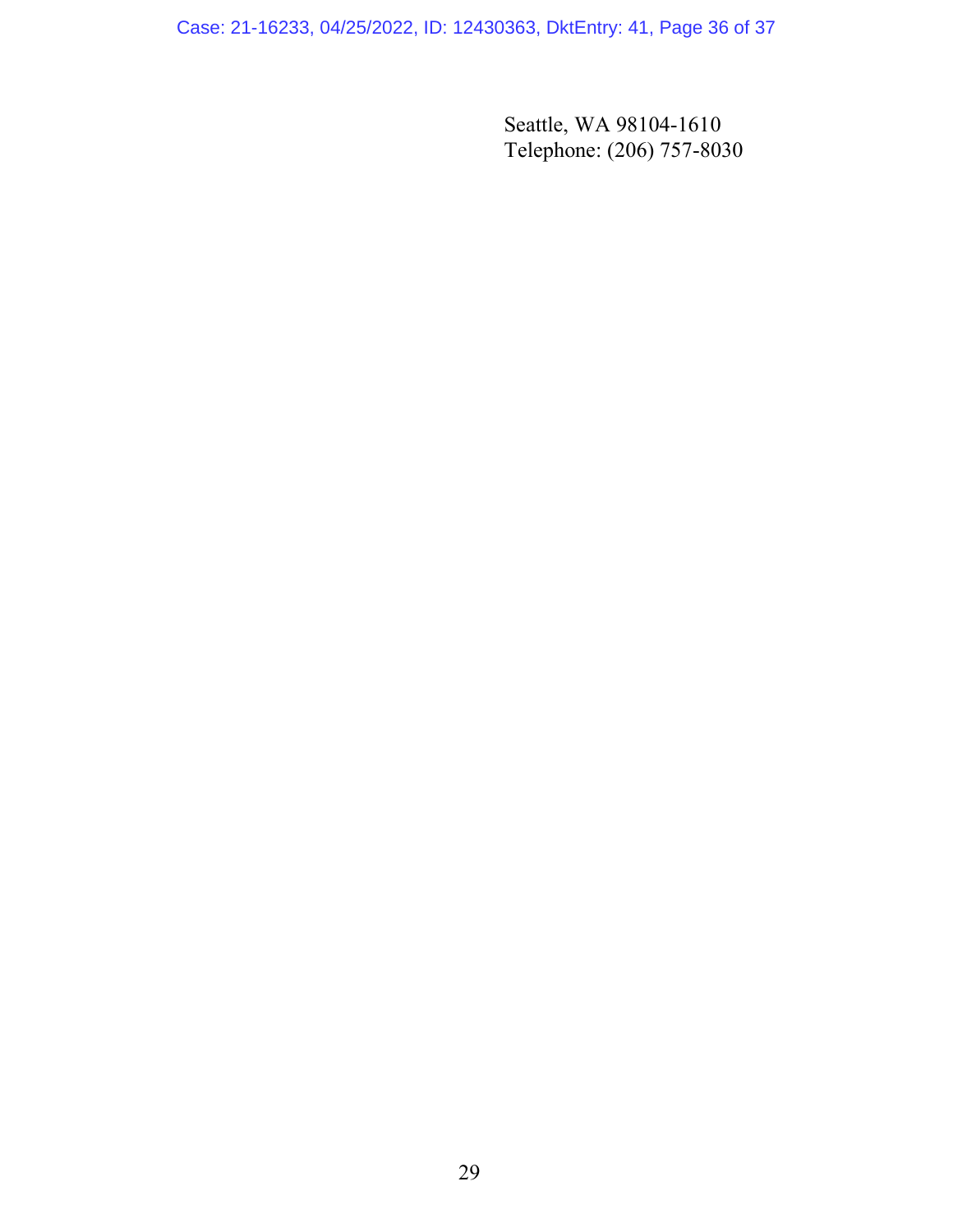Seattle, WA 98104-1610
Telephone: (206) 757-8030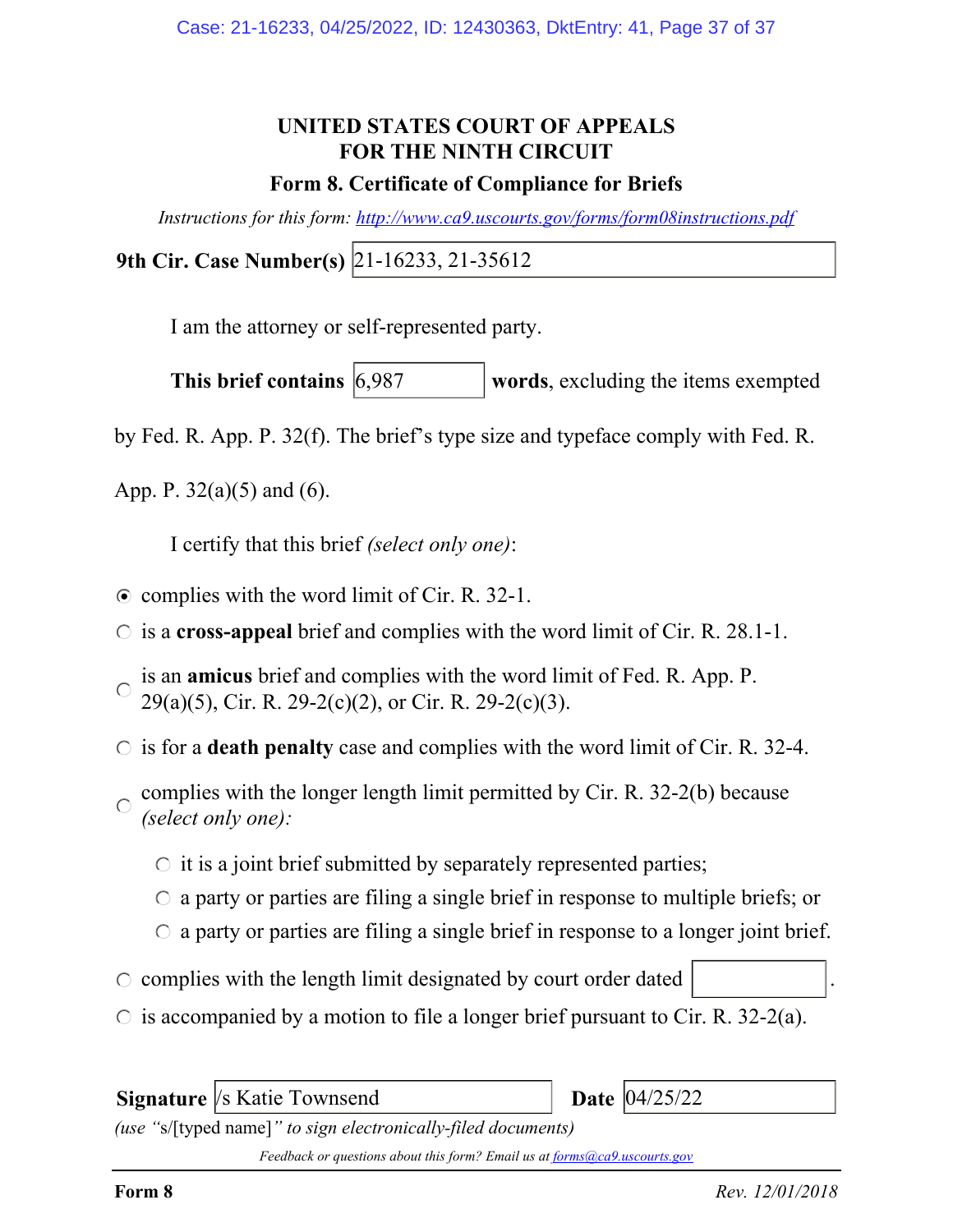**UNITED STATES COURT OF APPEALS**
**FOR THE NINTH CIRCUIT**

**Form 8. Certificate of Compliance for Briefs**

*Instructions for this form: http://www.ca9.uscourts.gov/forms/form08instructions.pdf*

**9th Cir. Case Number(s)** 21-16233, 21-35612

I am the attorney or self-represented party.

**This brief contains** 6,987 **words**, excluding the items exempted by Fed. R. App. P. 32(f). The brief's type size and typeface comply with Fed. R. App. P. 32(a)(5) and (6).

I certify that this brief *(select only one)*:

- ◉ complies with the word limit of Cir. R. 32-1.
- ○ is a **cross-appeal** brief and complies with the word limit of Cir. R. 28.1-1.
- ○ is an **amicus** brief and complies with the word limit of Fed. R. App. P. 29(a)(5), Cir. R. 29-2(c)(2), or Cir. R. 29-2(c)(3).
- ○ is for a **death penalty** case and complies with the word limit of Cir. R. 32-4.
- ○ complies with the longer length limit permitted by Cir. R. 32-2(b) because *(select only one):*
  - ○ it is a joint brief submitted by separately represented parties;
  - ○ a party or parties are filing a single brief in response to multiple briefs; or
  - ○ a party or parties are filing a single brief in response to a longer joint brief.
- ○ complies with the length limit designated by court order dated ______.
- ○ is accompanied by a motion to file a longer brief pursuant to Cir. R. 32-2(a).

**Signature** /s Katie Townsend **Date** 04/25/22

*(use "*s/[typed name]*" to sign electronically-filed documents)*

*Feedback or questions about this form? Email us at forms@ca9.uscourts.gov*

**Form 8** *Rev. 12/01/2018*